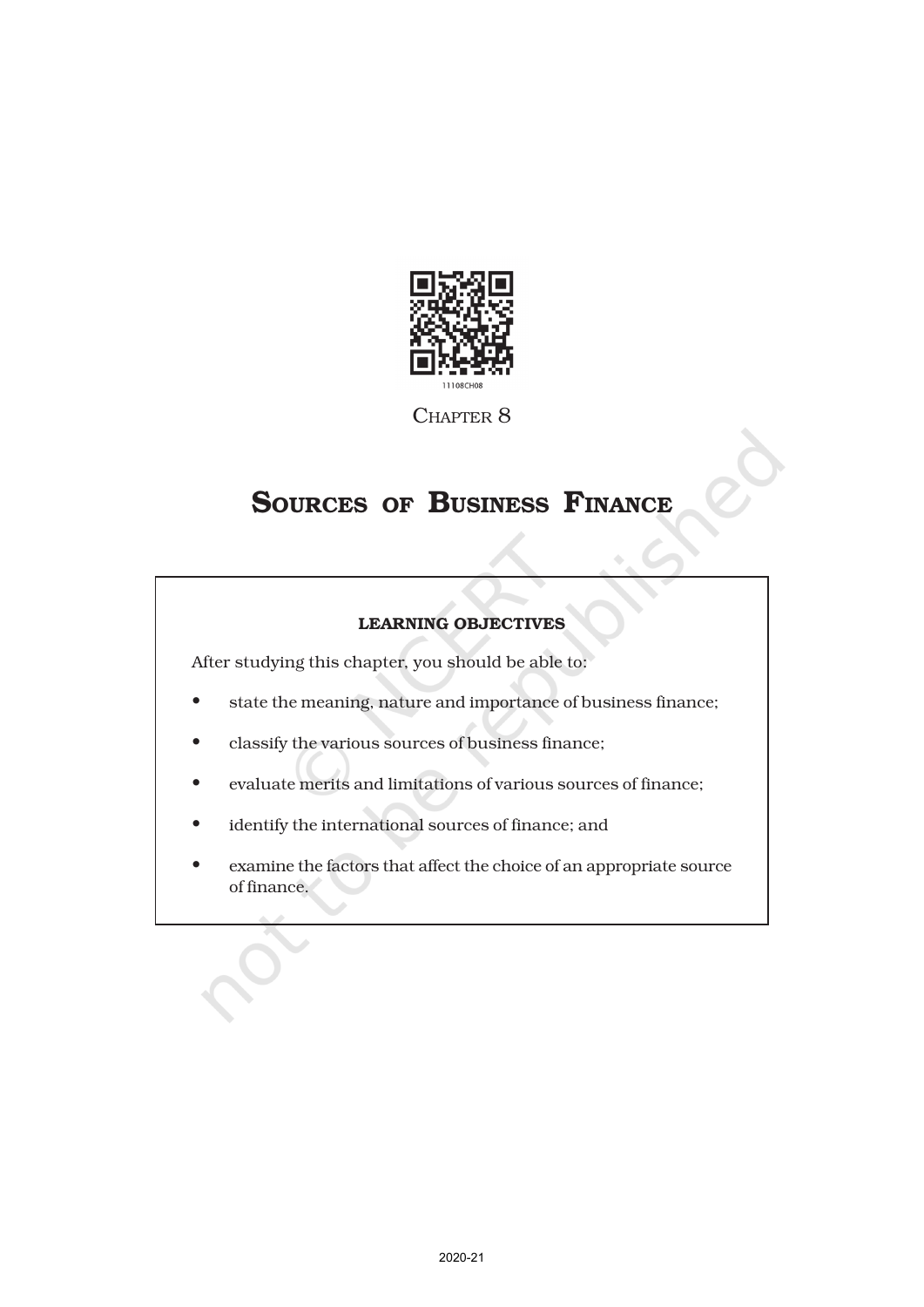CHAPTER 8

# SOURCES OF BUSINESS FINANCE

**LEARNING OBJECTIVES**

After studying this chapter, you should be able to:

- state the meaning, nature and importance of business finance;
- classify the various sources of business finance;
- evaluate merits and limitations of various sources of finance;
- identify the international sources of finance; and
- examine the factors that affect the choice of an appropriate source of finance.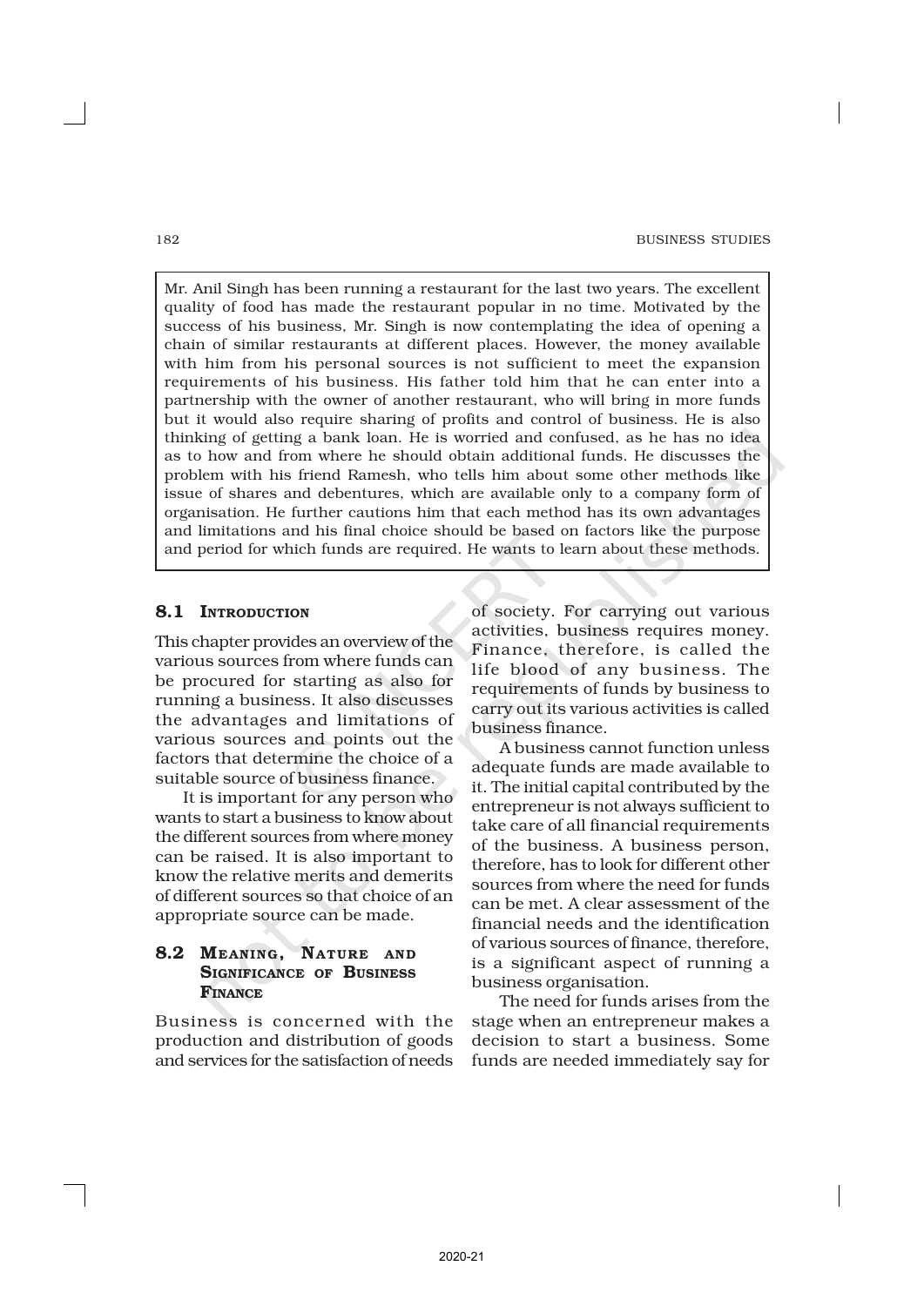Mr. Anil Singh has been running a restaurant for the last two years. The excellent quality of food has made the restaurant popular in no time. Motivated by the success of his business, Mr. Singh is now contemplating the idea of opening a chain of similar restaurants at different places. However, the money available with him from his personal sources is not sufficient to meet the expansion requirements of his business. His father told him that he can enter into a partnership with the owner of another restaurant, who will bring in more funds but it would also require sharing of profits and control of business. He is also thinking of getting a bank loan. He is worried and confused, as he has no idea as to how and from where he should obtain additional funds. He discusses the problem with his friend Ramesh, who tells him about some other methods like issue of shares and debentures, which are available only to a company form of organisation. He further cautions him that each method has its own advantages and limitations and his final choice should be based on factors like the purpose and period for which funds are required. He wants to learn about these methods.

## 8.1 Introduction

This chapter provides an overview of the various sources from where funds can be procured for starting as also for running a business. It also discusses the advantages and limitations of various sources and points out the factors that determine the choice of a suitable source of business finance.

It is important for any person who wants to start a business to know about the different sources from where money can be raised. It is also important to know the relative merits and demerits of different sources so that choice of an appropriate source can be made.

## 8.2 Meaning, Nature and Significance of Business Finance

Business is concerned with the production and distribution of goods and services for the satisfaction of needs of society. For carrying out various activities, business requires money. Finance, therefore, is called the life blood of any business. The requirements of funds by business to carry out its various activities is called business finance.

A business cannot function unless adequate funds are made available to it. The initial capital contributed by the entrepreneur is not always sufficient to take care of all financial requirements of the business. A business person, therefore, has to look for different other sources from where the need for funds can be met. A clear assessment of the financial needs and the identification of various sources of finance, therefore, is a significant aspect of running a business organisation.

The need for funds arises from the stage when an entrepreneur makes a decision to start a business. Some funds are needed immediately say for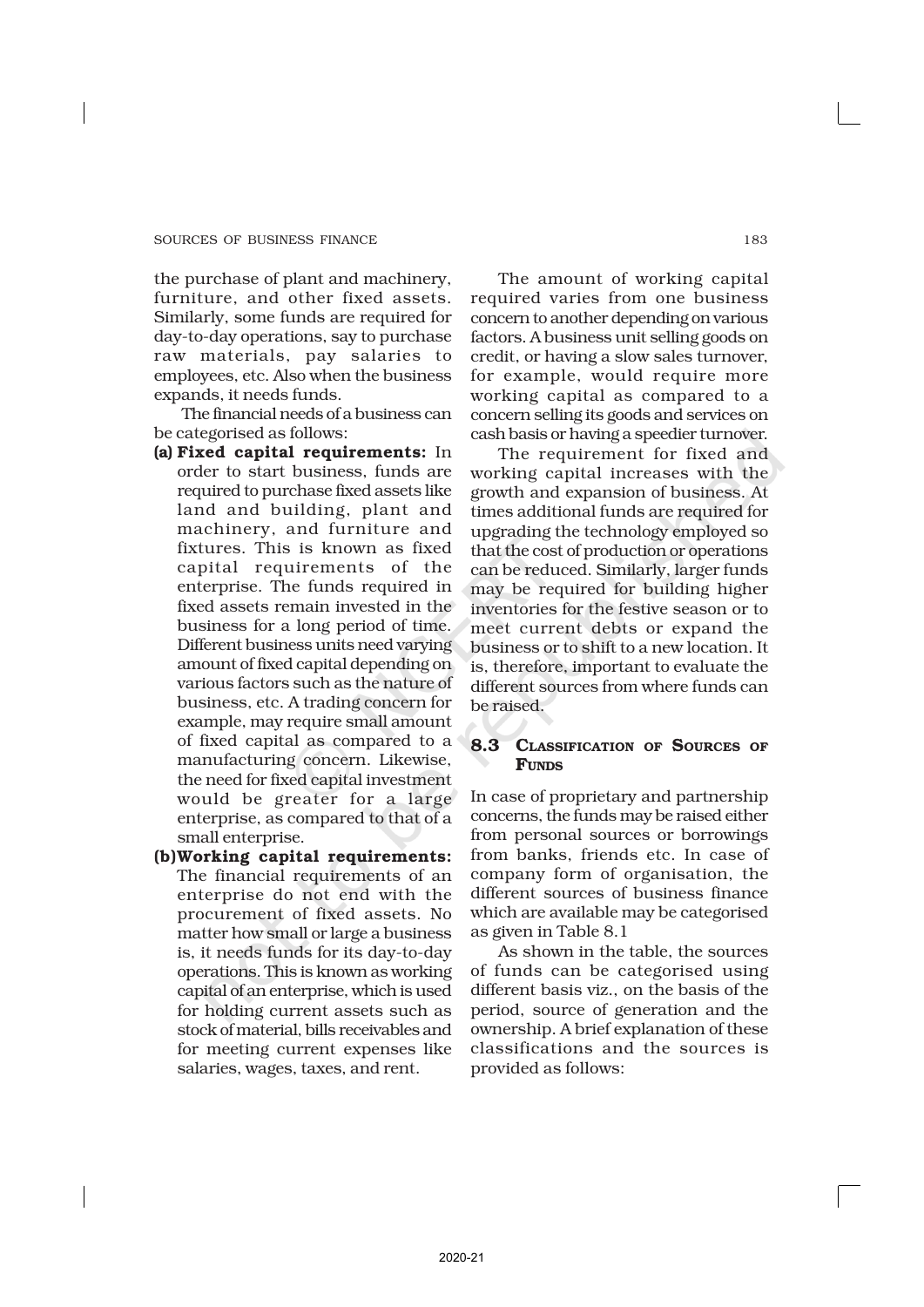the purchase of plant and machinery, furniture, and other fixed assets. Similarly, some funds are required for day-to-day operations, say to purchase raw materials, pay salaries to employees, etc. Also when the business expands, it needs funds.

The financial needs of a business can be categorised as follows:

**(a) Fixed capital requirements:** In order to start business, funds are required to purchase fixed assets like land and building, plant and machinery, and furniture and fixtures. This is known as fixed capital requirements of the enterprise. The funds required in fixed assets remain invested in the business for a long period of time. Different business units need varying amount of fixed capital depending on various factors such as the nature of business, etc. A trading concern for example, may require small amount of fixed capital as compared to a manufacturing concern. Likewise, the need for fixed capital investment would be greater for a large enterprise, as compared to that of a small enterprise.

**(b) Working capital requirements:** The financial requirements of an enterprise do not end with the procurement of fixed assets. No matter how small or large a business is, it needs funds for its day-to-day operations. This is known as working capital of an enterprise, which is used for holding current assets such as stock of material, bills receivables and for meeting current expenses like salaries, wages, taxes, and rent.

The amount of working capital required varies from one business concern to another depending on various factors. A business unit selling goods on credit, or having a slow sales turnover, for example, would require more working capital as compared to a concern selling its goods and services on cash basis or having a speedier turnover.

The requirement for fixed and working capital increases with the growth and expansion of business. At times additional funds are required for upgrading the technology employed so that the cost of production or operations can be reduced. Similarly, larger funds may be required for building higher inventories for the festive season or to meet current debts or expand the business or to shift to a new location. It is, therefore, important to evaluate the different sources from where funds can be raised.

## 8.3 Classification of Sources of Funds

In case of proprietary and partnership concerns, the funds may be raised either from personal sources or borrowings from banks, friends etc. In case of company form of organisation, the different sources of business finance which are available may be categorised as given in Table 8.1

As shown in the table, the sources of funds can be categorised using different basis viz., on the basis of the period, source of generation and the ownership. A brief explanation of these classifications and the sources is provided as follows: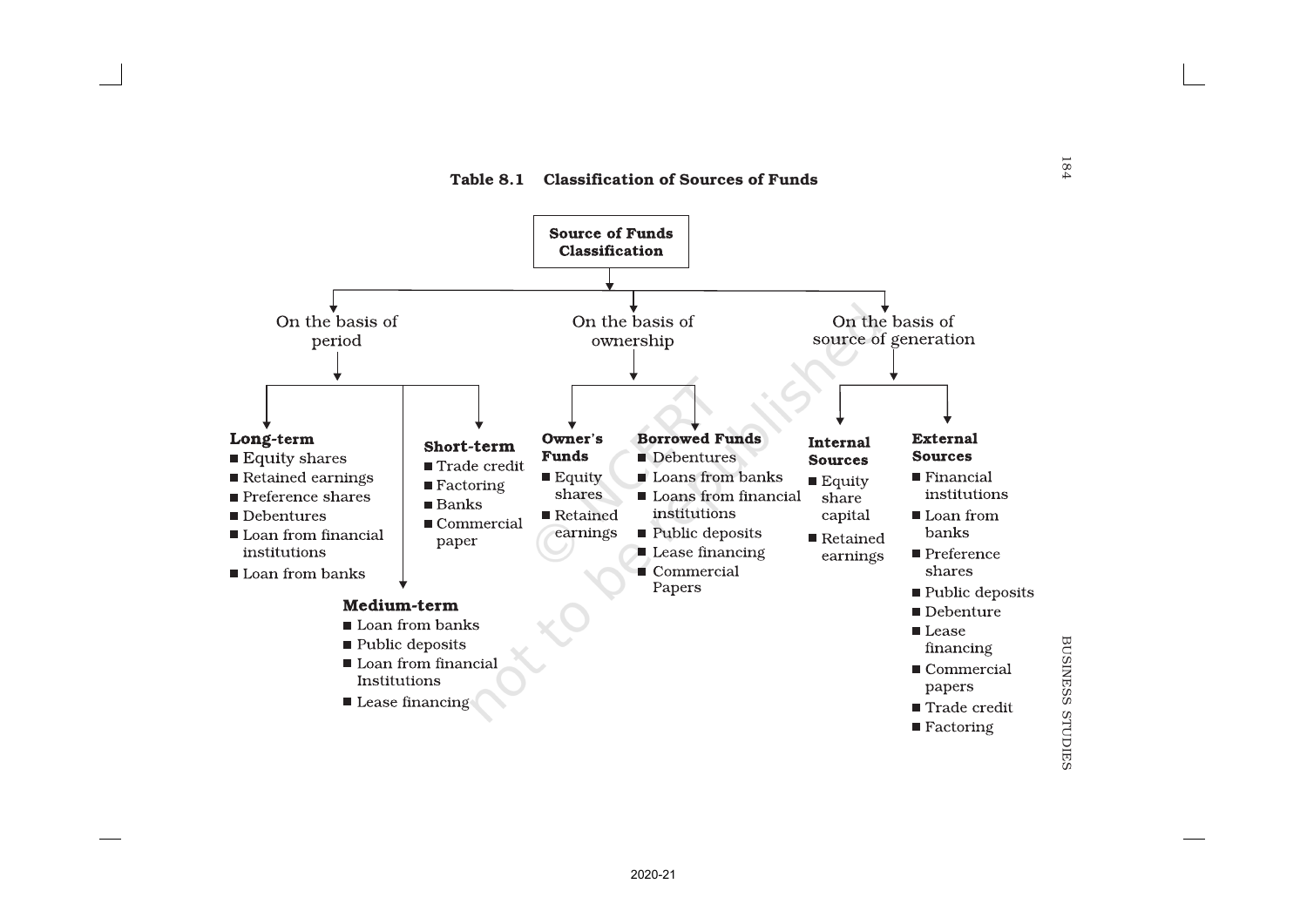**Table 8.1 Classification of Sources of Funds**

**Source of Funds Classification**

On the basis of period

**Long-term**
- Equity shares
- Retained earnings
- Preference shares
- Debentures
- Loan from financial institutions
- Loan from banks

**Short-term**
- Trade credit
- Factoring
- Banks
- Commercial paper

**Medium-term**
- Loan from banks
- Public deposits
- Loan from financial Institutions
- Lease financing

On the basis of ownership

**Owner's Funds**
- Equity shares
- Retained earnings

**Borrowed Funds**
- Debentures
- Loans from banks
- Loans from financial institutions
- Public deposits
- Lease financing
- Commercial Papers

On the basis of source of generation

**Internal Sources**
- Equity share capital
- Retained earnings

**External Sources**
- Financial institutions
- Loan from banks
- Preference shares
- Public deposits
- Debenture
- Lease financing
- Commercial papers
- Trade credit
- Factoring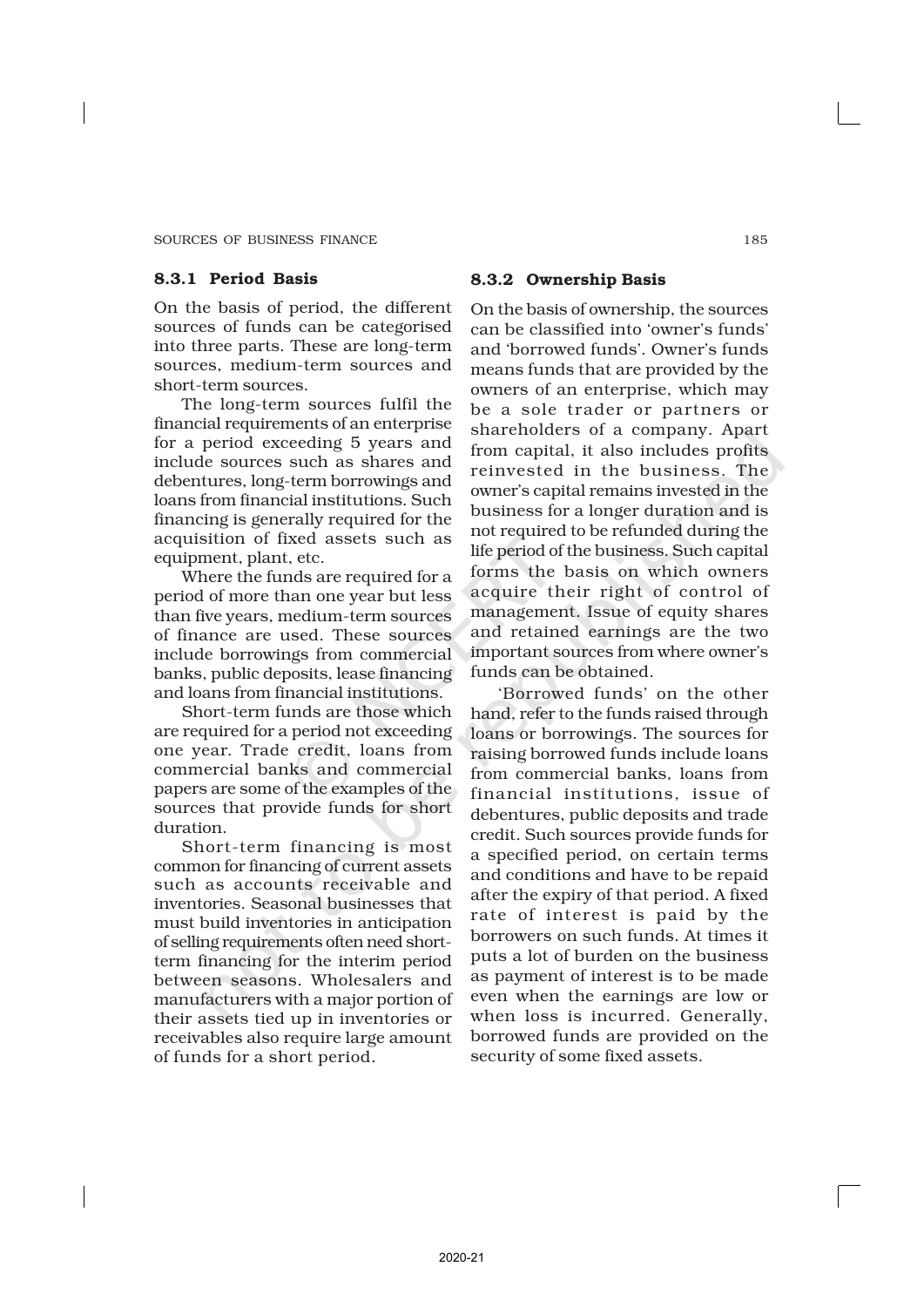### 8.3.1 Period Basis

On the basis of period, the different sources of funds can be categorised into three parts. These are long-term sources, medium-term sources and short-term sources.

The long-term sources fulfil the financial requirements of an enterprise for a period exceeding 5 years and include sources such as shares and debentures, long-term borrowings and loans from financial institutions. Such financing is generally required for the acquisition of fixed assets such as equipment, plant, etc.

Where the funds are required for a period of more than one year but less than five years, medium-term sources of finance are used. These sources include borrowings from commercial banks, public deposits, lease financing and loans from financial institutions.

Short-term funds are those which are required for a period not exceeding one year. Trade credit, loans from commercial banks and commercial papers are some of the examples of the sources that provide funds for short duration.

Short-term financing is most common for financing of current assets such as accounts receivable and inventories. Seasonal businesses that must build inventories in anticipation of selling requirements often need short-term financing for the interim period between seasons. Wholesalers and manufacturers with a major portion of their assets tied up in inventories or receivables also require large amount of funds for a short period.

### 8.3.2 Ownership Basis

On the basis of ownership, the sources can be classified into 'owner's funds' and 'borrowed funds'. Owner's funds means funds that are provided by the owners of an enterprise, which may be a sole trader or partners or shareholders of a company. Apart from capital, it also includes profits reinvested in the business. The owner's capital remains invested in the business for a longer duration and is not required to be refunded during the life period of the business. Such capital forms the basis on which owners acquire their right of control of management. Issue of equity shares and retained earnings are the two important sources from where owner's funds can be obtained.

'Borrowed funds' on the other hand, refer to the funds raised through loans or borrowings. The sources for raising borrowed funds include loans from commercial banks, loans from financial institutions, issue of debentures, public deposits and trade credit. Such sources provide funds for a specified period, on certain terms and conditions and have to be repaid after the expiry of that period. A fixed rate of interest is paid by the borrowers on such funds. At times it puts a lot of burden on the business as payment of interest is to be made even when the earnings are low or when loss is incurred. Generally, borrowed funds are provided on the security of some fixed assets.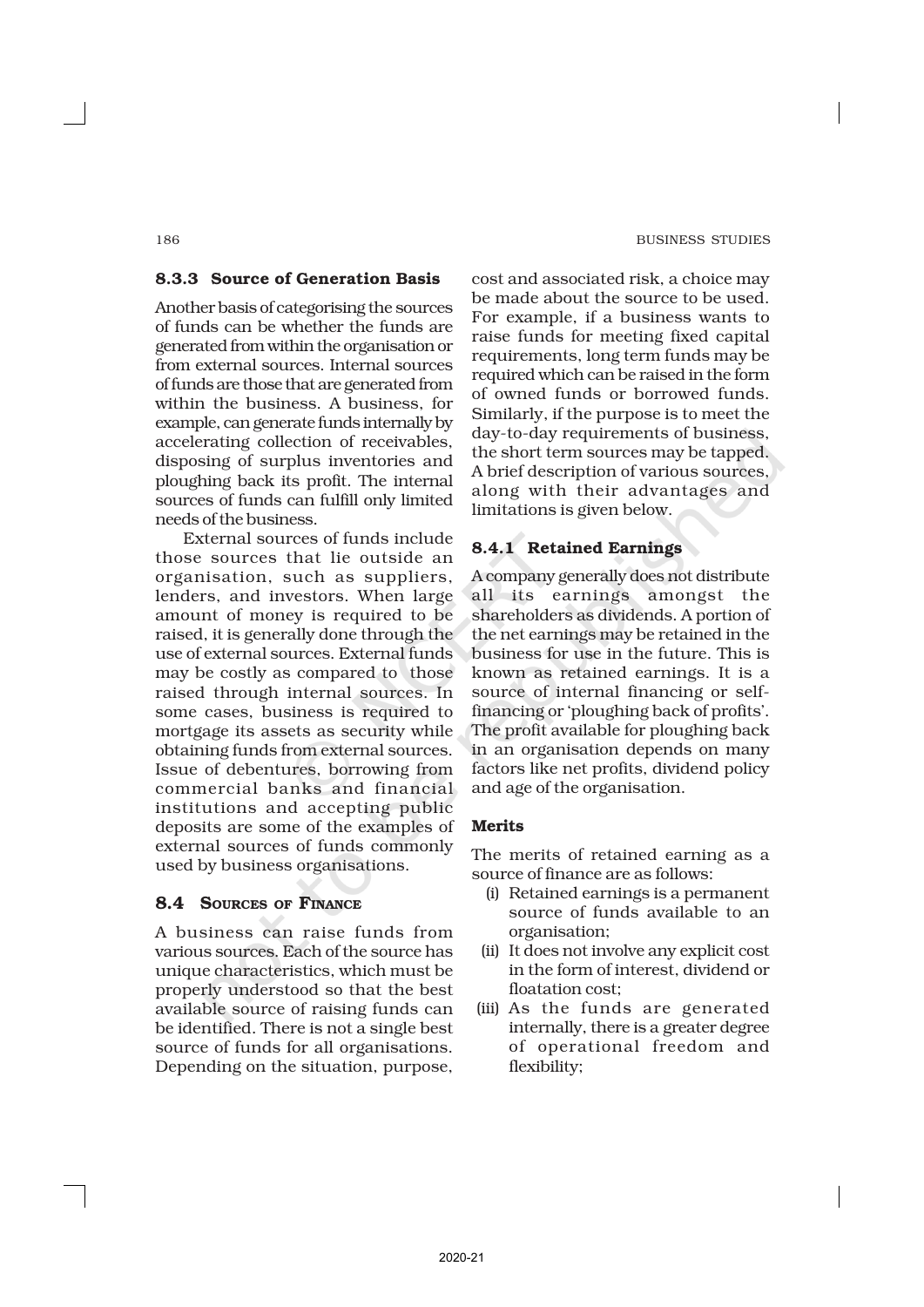### 8.3.3 Source of Generation Basis

Another basis of categorising the sources of funds can be whether the funds are generated from within the organisation or from external sources. Internal sources of funds are those that are generated from within the business. A business, for example, can generate funds internally by accelerating collection of receivables, disposing of surplus inventories and ploughing back its profit. The internal sources of funds can fulfill only limited needs of the business.

External sources of funds include those sources that lie outside an organisation, such as suppliers, lenders, and investors. When large amount of money is required to be raised, it is generally done through the use of external sources. External funds may be costly as compared to those raised through internal sources. In some cases, business is required to mortgage its assets as security while obtaining funds from external sources. Issue of debentures, borrowing from commercial banks and financial institutions and accepting public deposits are some of the examples of external sources of funds commonly used by business organisations.

## 8.4 Sources of Finance

A business can raise funds from various sources. Each of the source has unique characteristics, which must be properly understood so that the best available source of raising funds can be identified. There is not a single best source of funds for all organisations. Depending on the situation, purpose, cost and associated risk, a choice may be made about the source to be used. For example, if a business wants to raise funds for meeting fixed capital requirements, long term funds may be required which can be raised in the form of owned funds or borrowed funds. Similarly, if the purpose is to meet the day-to-day requirements of business, the short term sources may be tapped. A brief description of various sources, along with their advantages and limitations is given below.

### 8.4.1 Retained Earnings

A company generally does not distribute all its earnings amongst the shareholders as dividends. A portion of the net earnings may be retained in the business for use in the future. This is known as retained earnings. It is a source of internal financing or self-financing or 'ploughing back of profits'. The profit available for ploughing back in an organisation depends on many factors like net profits, dividend policy and age of the organisation.

**Merits**

The merits of retained earning as a source of finance are as follows:

(i) Retained earnings is a permanent source of funds available to an organisation;

(ii) It does not involve any explicit cost in the form of interest, dividend or floatation cost;

(iii) As the funds are generated internally, there is a greater degree of operational freedom and flexibility;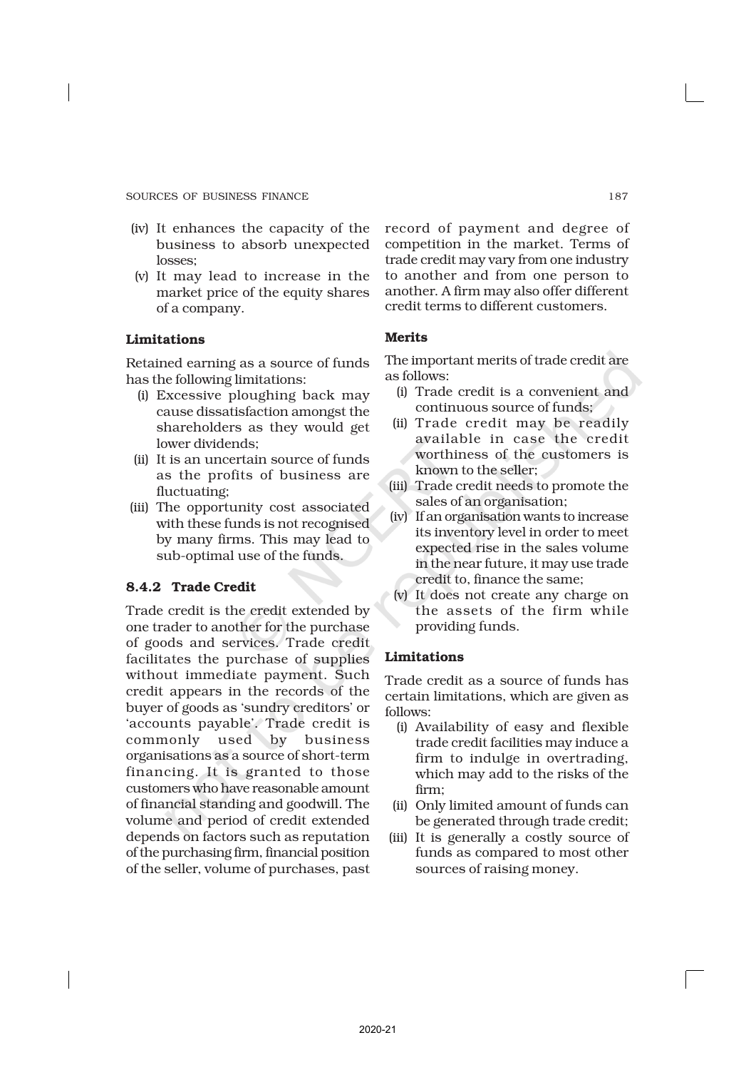(iv) It enhances the capacity of the business to absorb unexpected losses;

(v) It may lead to increase in the market price of the equity shares of a company.

**Limitations**

Retained earning as a source of funds has the following limitations:

(i) Excessive ploughing back may cause dissatisfaction amongst the shareholders as they would get lower dividends;

(ii) It is an uncertain source of funds as the profits of business are fluctuating;

(iii) The opportunity cost associated with these funds is not recognised by many firms. This may lead to sub-optimal use of the funds.

### 8.4.2 Trade Credit

Trade credit is the credit extended by one trader to another for the purchase of goods and services. Trade credit facilitates the purchase of supplies without immediate payment. Such credit appears in the records of the buyer of goods as 'sundry creditors' or 'accounts payable'. Trade credit is commonly used by business organisations as a source of short-term financing. It is granted to those customers who have reasonable amount of financial standing and goodwill. The volume and period of credit extended depends on factors such as reputation of the purchasing firm, financial position of the seller, volume of purchases, past record of payment and degree of competition in the market. Terms of trade credit may vary from one industry to another and from one person to another. A firm may also offer different credit terms to different customers.

**Merits**

The important merits of trade credit are as follows:

(i) Trade credit is a convenient and continuous source of funds;

(ii) Trade credit may be readily available in case the credit worthiness of the customers is known to the seller;

(iii) Trade credit needs to promote the sales of an organisation;

(iv) If an organisation wants to increase its inventory level in order to meet expected rise in the sales volume in the near future, it may use trade credit to, finance the same;

(v) It does not create any charge on the assets of the firm while providing funds.

**Limitations**

Trade credit as a source of funds has certain limitations, which are given as follows:

(i) Availability of easy and flexible trade credit facilities may induce a firm to indulge in overtrading, which may add to the risks of the firm;

(ii) Only limited amount of funds can be generated through trade credit;

(iii) It is generally a costly source of funds as compared to most other sources of raising money.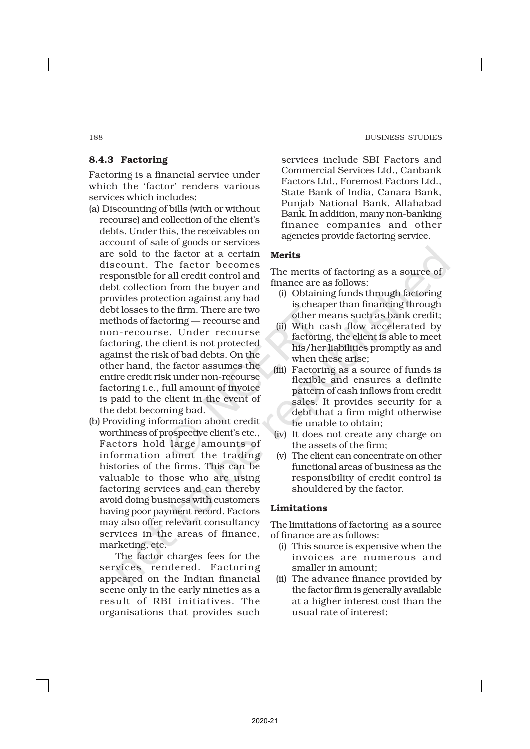### 8.4.3 Factoring

Factoring is a financial service under which the 'factor' renders various services which includes:

(a) Discounting of bills (with or without recourse) and collection of the client's debts. Under this, the receivables on account of sale of goods or services are sold to the factor at a certain discount. The factor becomes responsible for all credit control and debt collection from the buyer and provides protection against any bad debt losses to the firm. There are two methods of factoring — recourse and non-recourse. Under recourse factoring, the client is not protected against the risk of bad debts. On the other hand, the factor assumes the entire credit risk under non-recourse factoring i.e., full amount of invoice is paid to the client in the event of the debt becoming bad.

(b) Providing information about credit worthiness of prospective client's etc., Factors hold large amounts of information about the trading histories of the firms. This can be valuable to those who are using factoring services and can thereby avoid doing business with customers having poor payment record. Factors may also offer relevant consultancy services in the areas of finance, marketing, etc.

The factor charges fees for the services rendered. Factoring appeared on the Indian financial scene only in the early nineties as a result of RBI initiatives. The organisations that provides such services include SBI Factors and Commercial Services Ltd., Canbank Factors Ltd., Foremost Factors Ltd., State Bank of India, Canara Bank, Punjab National Bank, Allahabad Bank. In addition, many non-banking finance companies and other agencies provide factoring service.

#### Merits

The merits of factoring as a source of finance are as follows:

(i) Obtaining funds through factoring is cheaper than financing through other means such as bank credit;

(ii) With cash flow accelerated by factoring, the client is able to meet his/her liabilities promptly as and when these arise;

(iii) Factoring as a source of funds is flexible and ensures a definite pattern of cash inflows from credit sales. It provides security for a debt that a firm might otherwise be unable to obtain;

(iv) It does not create any charge on the assets of the firm;

(v) The client can concentrate on other functional areas of business as the responsibility of credit control is shouldered by the factor.

#### Limitations

The limitations of factoring as a source of finance are as follows:

(i) This source is expensive when the invoices are numerous and smaller in amount;

(ii) The advance finance provided by the factor firm is generally available at a higher interest cost than the usual rate of interest;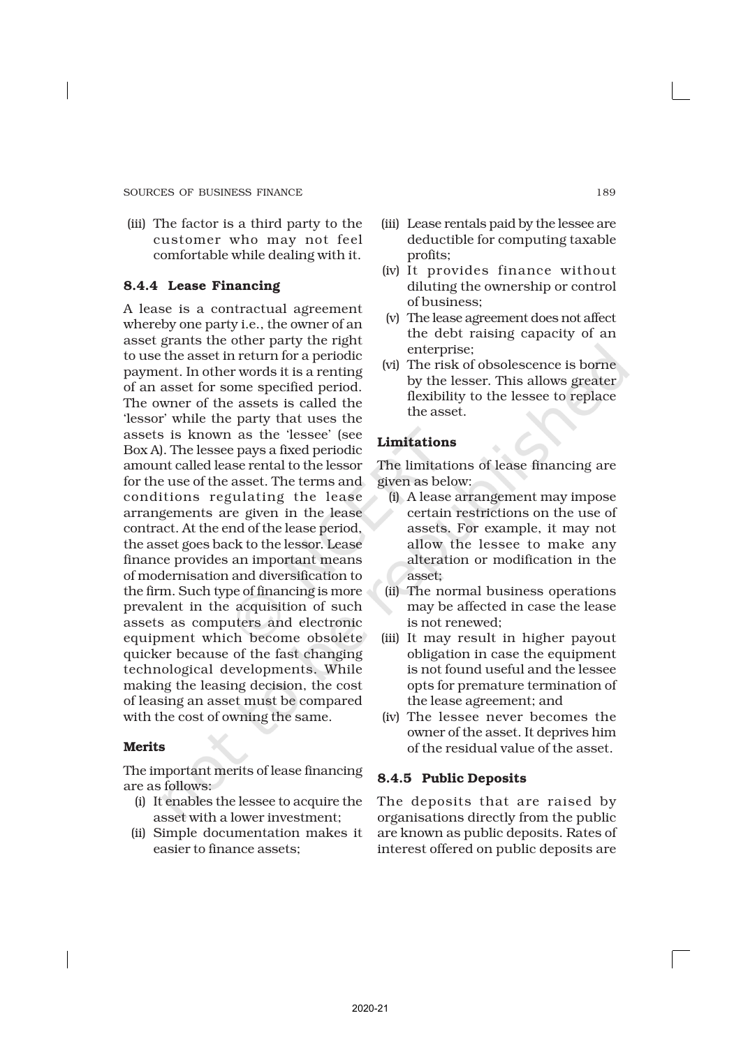(iii) The factor is a third party to the customer who may not feel comfortable while dealing with it.

### 8.4.4 Lease Financing

A lease is a contractual agreement whereby one party i.e., the owner of an asset grants the other party the right to use the asset in return for a periodic payment. In other words it is a renting of an asset for some specified period. The owner of the assets is called the 'lessor' while the party that uses the assets is known as the 'lessee' (see Box A). The lessee pays a fixed periodic amount called lease rental to the lessor for the use of the asset. The terms and conditions regulating the lease arrangements are given in the lease contract. At the end of the lease period, the asset goes back to the lessor. Lease finance provides an important means of modernisation and diversification to the firm. Such type of financing is more prevalent in the acquisition of such assets as computers and electronic equipment which become obsolete quicker because of the fast changing technological developments. While making the leasing decision, the cost of leasing an asset must be compared with the cost of owning the same.

**Merits**

The important merits of lease financing are as follows:

(i) It enables the lessee to acquire the asset with a lower investment;

(ii) Simple documentation makes it easier to finance assets;

(iii) Lease rentals paid by the lessee are deductible for computing taxable profits;

(iv) It provides finance without diluting the ownership or control of business;

(v) The lease agreement does not affect the debt raising capacity of an enterprise;

(vi) The risk of obsolescence is borne by the lesser. This allows greater flexibility to the lessee to replace the asset.

**Limitations**

The limitations of lease financing are given as below:

(i) A lease arrangement may impose certain restrictions on the use of assets. For example, it may not allow the lessee to make any alteration or modification in the asset;

(ii) The normal business operations may be affected in case the lease is not renewed;

(iii) It may result in higher payout obligation in case the equipment is not found useful and the lessee opts for premature termination of the lease agreement; and

(iv) The lessee never becomes the owner of the asset. It deprives him of the residual value of the asset.

### 8.4.5 Public Deposits

The deposits that are raised by organisations directly from the public are known as public deposits. Rates of interest offered on public deposits are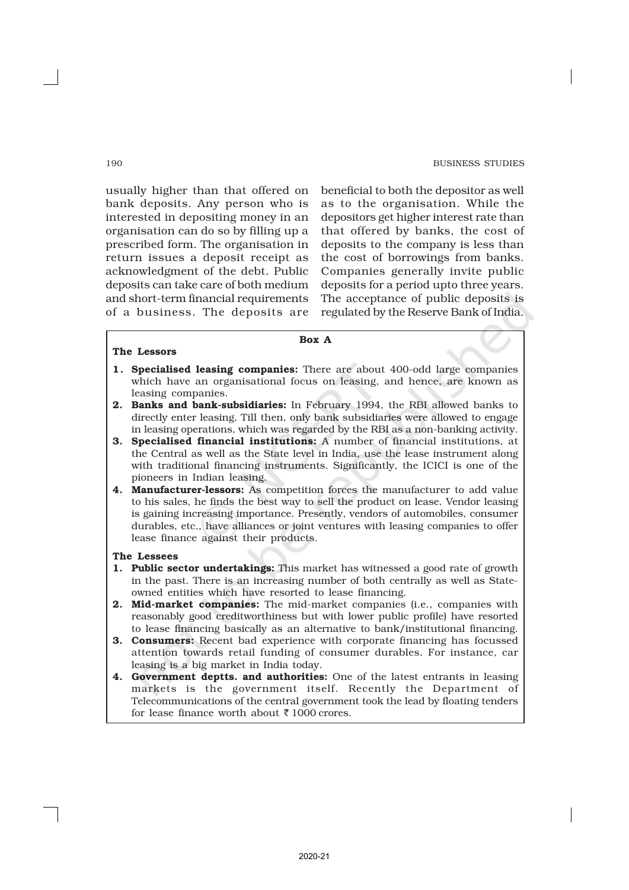usually higher than that offered on bank deposits. Any person who is interested in depositing money in an organisation can do so by filling up a prescribed form. The organisation in return issues a deposit receipt as acknowledgment of the debt. Public deposits can take care of both medium and short-term financial requirements of a business. The deposits are beneficial to both the depositor as well as to the organisation. While the depositors get higher interest rate than that offered by banks, the cost of deposits to the company is less than the cost of borrowings from banks. Companies generally invite public deposits for a period upto three years. The acceptance of public deposits is regulated by the Reserve Bank of India.

**Box A**

**The Lessors**

1. **Specialised leasing companies:** There are about 400-odd large companies which have an organisational focus on leasing, and hence, are known as leasing companies.
2. **Banks and bank-subsidiaries:** In February 1994, the RBI allowed banks to directly enter leasing. Till then, only bank subsidiaries were allowed to engage in leasing operations, which was regarded by the RBI as a non-banking activity.
3. **Specialised financial institutions:** A number of financial institutions, at the Central as well as the State level in India, use the lease instrument along with traditional financing instruments. Significantly, the ICICI is one of the pioneers in Indian leasing.
4. **Manufacturer-lessors:** As competition forces the manufacturer to add value to his sales, he finds the best way to sell the product on lease. Vendor leasing is gaining increasing importance. Presently, vendors of automobiles, consumer durables, etc., have alliances or joint ventures with leasing companies to offer lease finance against their products.

**The Lessees**

1. **Public sector undertakings:** This market has witnessed a good rate of growth in the past. There is an increasing number of both centrally as well as State-owned entities which have resorted to lease financing.
2. **Mid-market companies:** The mid-market companies (i.e., companies with reasonably good creditworthiness but with lower public profile) have resorted to lease financing basically as an alternative to bank/institutional financing.
3. **Consumers:** Recent bad experience with corporate financing has focussed attention towards retail funding of consumer durables. For instance, car leasing is a big market in India today.
4. **Government deptts. and authorities:** One of the latest entrants in leasing markets is the government itself. Recently the Department of Telecommunications of the central government took the lead by floating tenders for lease finance worth about ₹ 1000 crores.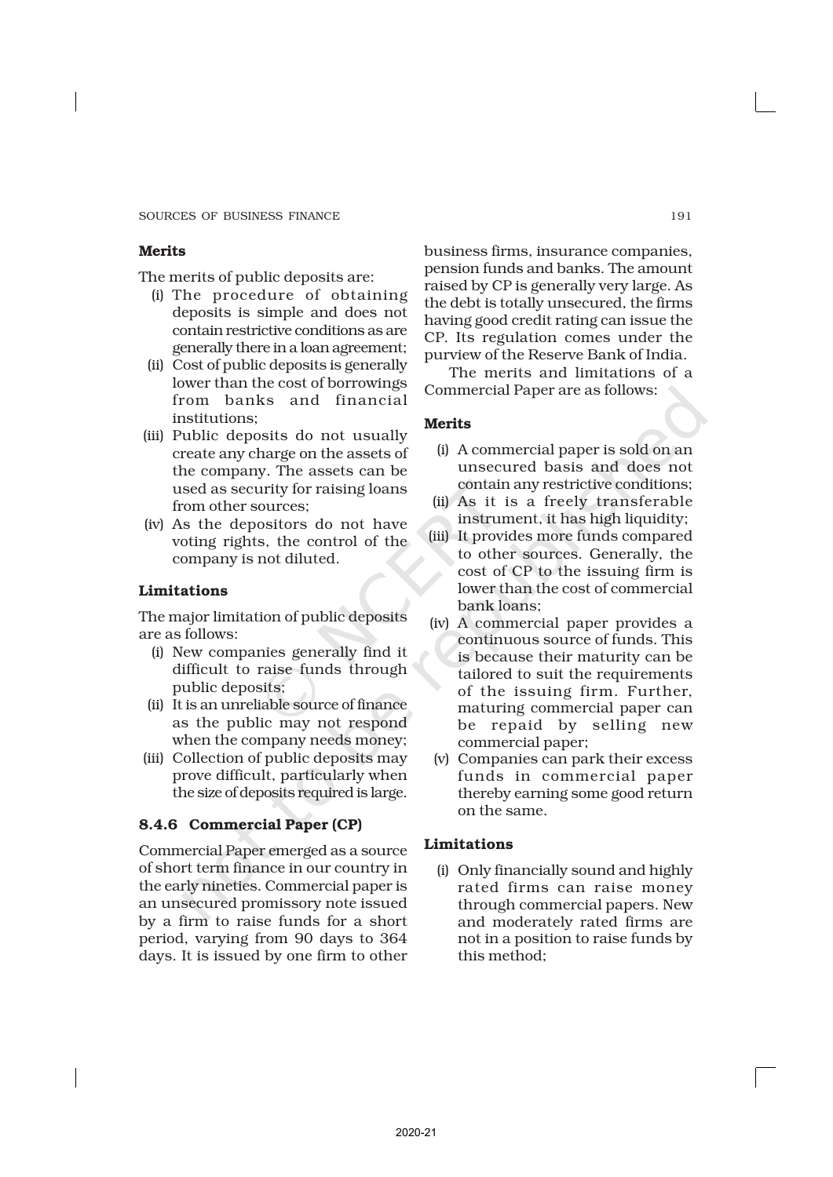**Merits**

The merits of public deposits are:

(i) The procedure of obtaining deposits is simple and does not contain restrictive conditions as are generally there in a loan agreement;
(ii) Cost of public deposits is generally lower than the cost of borrowings from banks and financial institutions;
(iii) Public deposits do not usually create any charge on the assets of the company. The assets can be used as security for raising loans from other sources;
(iv) As the depositors do not have voting rights, the control of the company is not diluted.

**Limitations**

The major limitation of public deposits are as follows:

(i) New companies generally find it difficult to raise funds through public deposits;
(ii) It is an unreliable source of finance as the public may not respond when the company needs money;
(iii) Collection of public deposits may prove difficult, particularly when the size of deposits required is large.

### 8.4.6 Commercial Paper (CP)

Commercial Paper emerged as a source of short term finance in our country in the early nineties. Commercial paper is an unsecured promissory note issued by a firm to raise funds for a short period, varying from 90 days to 364 days. It is issued by one firm to other business firms, insurance companies, pension funds and banks. The amount raised by CP is generally very large. As the debt is totally unsecured, the firms having good credit rating can issue the CP. Its regulation comes under the purview of the Reserve Bank of India.

The merits and limitations of a Commercial Paper are as follows:

**Merits**

(i) A commercial paper is sold on an unsecured basis and does not contain any restrictive conditions;
(ii) As it is a freely transferable instrument, it has high liquidity;
(iii) It provides more funds compared to other sources. Generally, the cost of CP to the issuing firm is lower than the cost of commercial bank loans;
(iv) A commercial paper provides a continuous source of funds. This is because their maturity can be tailored to suit the requirements of the issuing firm. Further, maturing commercial paper can be repaid by selling new commercial paper;
(v) Companies can park their excess funds in commercial paper thereby earning some good return on the same.

**Limitations**

(i) Only financially sound and highly rated firms can raise money through commercial papers. New and moderately rated firms are not in a position to raise funds by this method;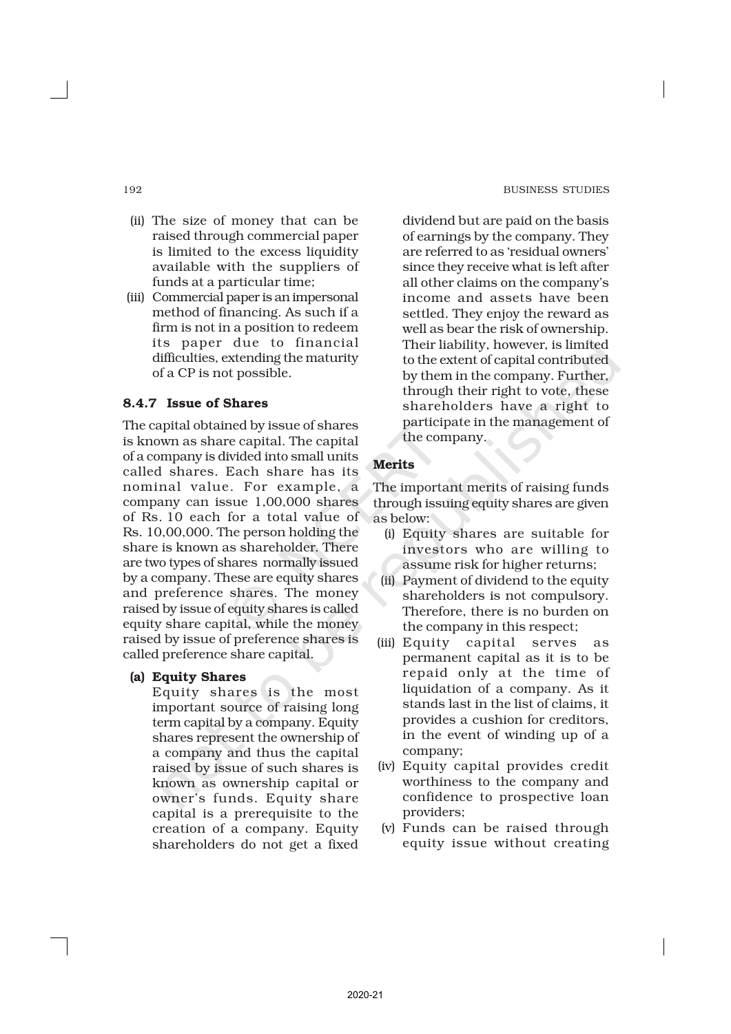(ii) The size of money that can be raised through commercial paper is limited to the excess liquidity available with the suppliers of funds at a particular time;

(iii) Commercial paper is an impersonal method of financing. As such if a firm is not in a position to redeem its paper due to financial difficulties, extending the maturity of a CP is not possible.

### 8.4.7 Issue of Shares

The capital obtained by issue of shares is known as share capital. The capital of a company is divided into small units called shares. Each share has its nominal value. For example, a company can issue 1,00,000 shares of Rs. 10 each for a total value of Rs. 10,00,000. The person holding the share is known as shareholder. There are two types of shares normally issued by a company. These are equity shares and preference shares. The money raised by issue of equity shares is called equity share capital, while the money raised by issue of preference shares is called preference share capital.

**(a) Equity Shares**

Equity shares is the most important source of raising long term capital by a company. Equity shares represent the ownership of a company and thus the capital raised by issue of such shares is known as ownership capital or owner's funds. Equity share capital is a prerequisite to the creation of a company. Equity shareholders do not get a fixed dividend but are paid on the basis of earnings by the company. They are referred to as 'residual owners' since they receive what is left after all other claims on the company's income and assets have been settled. They enjoy the reward as well as bear the risk of ownership. Their liability, however, is limited to the extent of capital contributed by them in the company. Further, through their right to vote, these shareholders have a right to participate in the management of the company.

**Merits**

The important merits of raising funds through issuing equity shares are given as below:

(i) Equity shares are suitable for investors who are willing to assume risk for higher returns;

(ii) Payment of dividend to the equity shareholders is not compulsory. Therefore, there is no burden on the company in this respect;

(iii) Equity capital serves as permanent capital as it is to be repaid only at the time of liquidation of a company. As it stands last in the list of claims, it provides a cushion for creditors, in the event of winding up of a company;

(iv) Equity capital provides credit worthiness to the company and confidence to prospective loan providers;

(v) Funds can be raised through equity issue without creating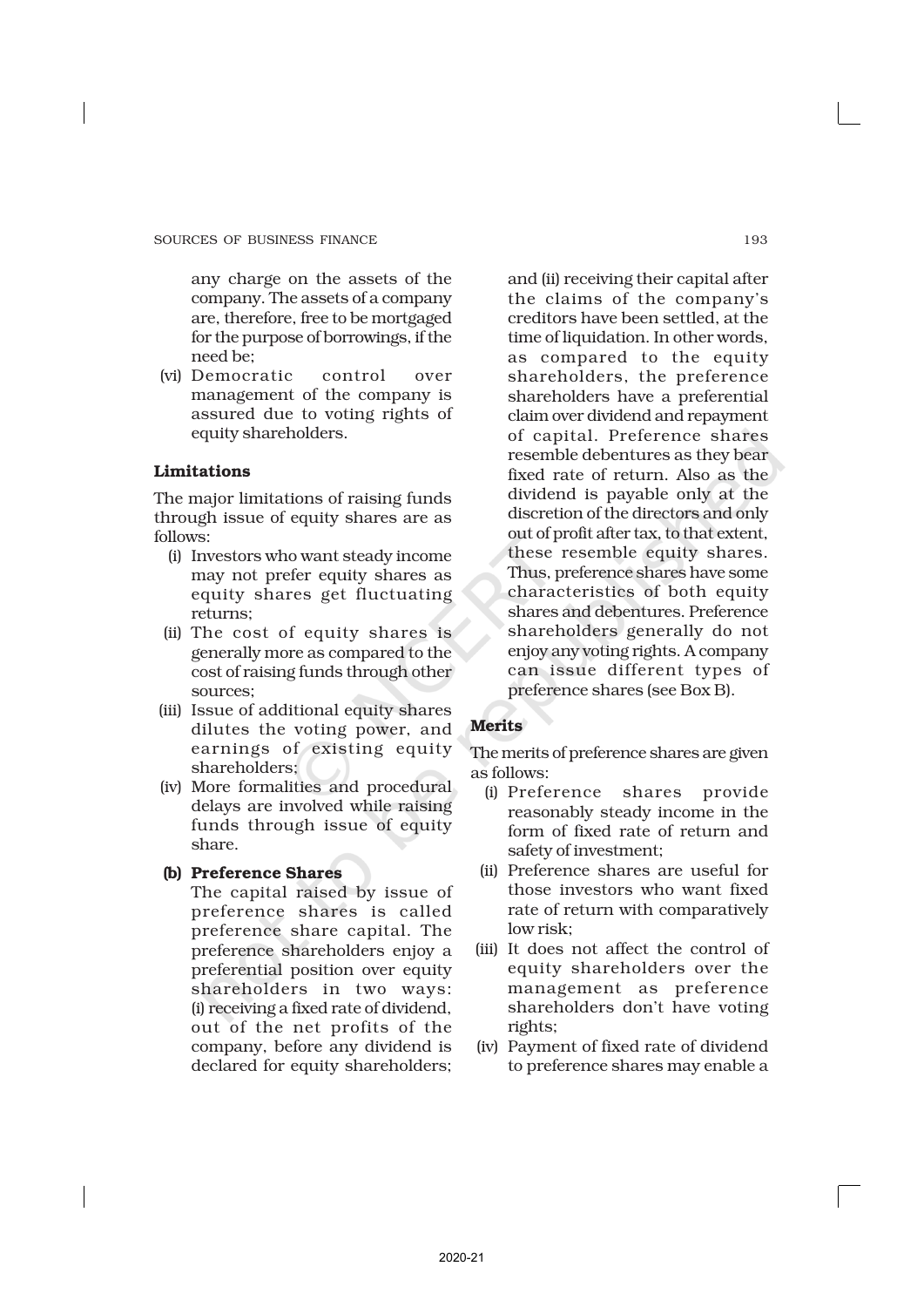any charge on the assets of the company. The assets of a company are, therefore, free to be mortgaged for the purpose of borrowings, if the need be;

(vi) Democratic control over management of the company is assured due to voting rights of equity shareholders.

**Limitations**

The major limitations of raising funds through issue of equity shares are as follows:

(i) Investors who want steady income may not prefer equity shares as equity shares get fluctuating returns;

(ii) The cost of equity shares is generally more as compared to the cost of raising funds through other sources;

(iii) Issue of additional equity shares dilutes the voting power, and earnings of existing equity shareholders;

(iv) More formalities and procedural delays are involved while raising funds through issue of equity share.

**(b) Preference Shares**

The capital raised by issue of preference shares is called preference share capital. The preference shareholders enjoy a preferential position over equity shareholders in two ways: (i) receiving a fixed rate of dividend, out of the net profits of the company, before any dividend is declared for equity shareholders; and (ii) receiving their capital after the claims of the company's creditors have been settled, at the time of liquidation. In other words, as compared to the equity shareholders, the preference shareholders have a preferential claim over dividend and repayment of capital. Preference shares resemble debentures as they bear fixed rate of return. Also as the dividend is payable only at the discretion of the directors and only out of profit after tax, to that extent, these resemble equity shares. Thus, preference shares have some characteristics of both equity shares and debentures. Preference shareholders generally do not enjoy any voting rights. A company can issue different types of preference shares (see Box B).

**Merits**

The merits of preference shares are given as follows:

(i) Preference shares provide reasonably steady income in the form of fixed rate of return and safety of investment;

(ii) Preference shares are useful for those investors who want fixed rate of return with comparatively low risk;

(iii) It does not affect the control of equity shareholders over the management as preference shareholders don't have voting rights;

(iv) Payment of fixed rate of dividend to preference shares may enable a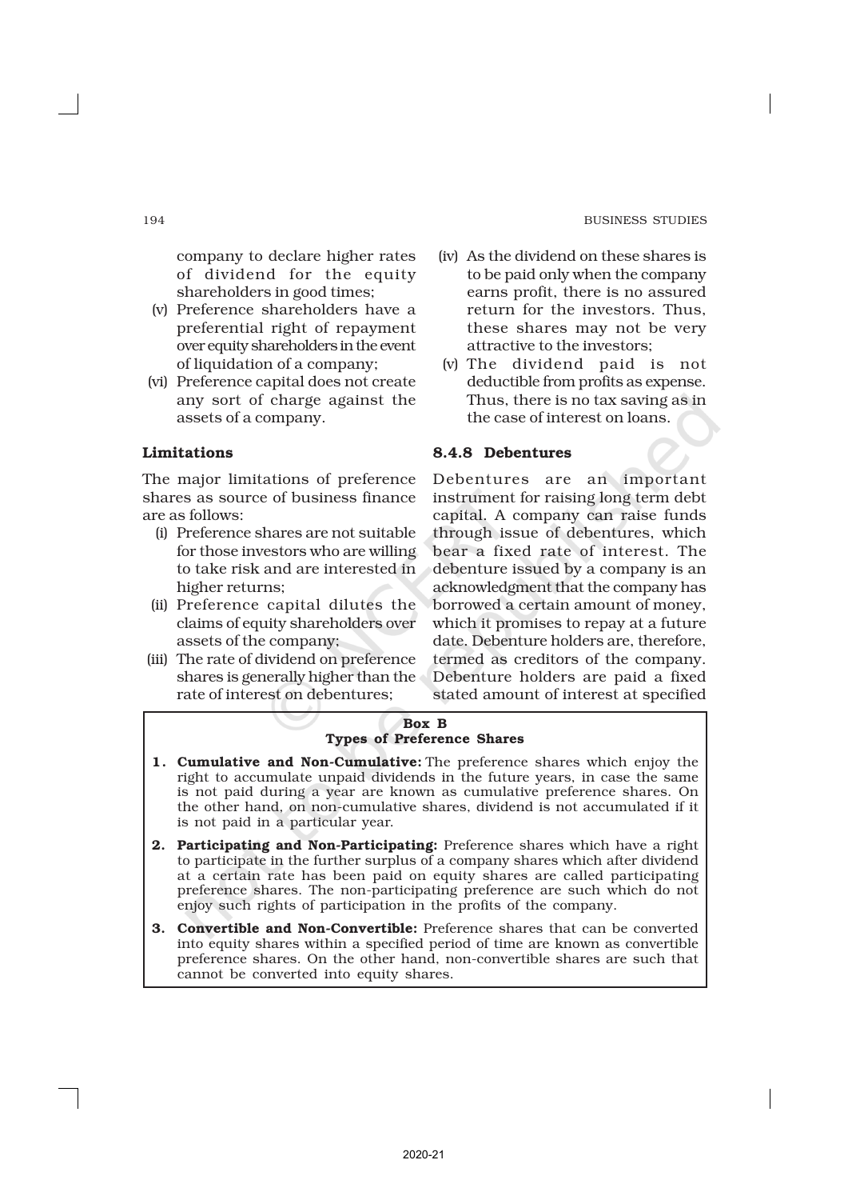company to declare higher rates of dividend for the equity shareholders in good times;

(v) Preference shareholders have a preferential right of repayment over equity shareholders in the event of liquidation of a company;

(vi) Preference capital does not create any sort of charge against the assets of a company.

**Limitations**

The major limitations of preference shares as source of business finance are as follows:

(i) Preference shares are not suitable for those investors who are willing to take risk and are interested in higher returns;

(ii) Preference capital dilutes the claims of equity shareholders over assets of the company;

(iii) The rate of dividend on preference shares is generally higher than the rate of interest on debentures;

(iv) As the dividend on these shares is to be paid only when the company earns profit, there is no assured return for the investors. Thus, these shares may not be very attractive to the investors;

(v) The dividend paid is not deductible from profits as expense. Thus, there is no tax saving as in the case of interest on loans.

### 8.4.8 Debentures

Debentures are an important instrument for raising long term debt capital. A company can raise funds through issue of debentures, which bear a fixed rate of interest. The debenture issued by a company is an acknowledgment that the company has borrowed a certain amount of money, which it promises to repay at a future date. Debenture holders are, therefore, termed as creditors of the company. Debenture holders are paid a fixed stated amount of interest at specified

**Box B**
**Types of Preference Shares**

1. **Cumulative and Non-Cumulative:** The preference shares which enjoy the right to accumulate unpaid dividends in the future years, in case the same is not paid during a year are known as cumulative preference shares. On the other hand, on non-cumulative shares, dividend is not accumulated if it is not paid in a particular year.
2. **Participating and Non-Participating:** Preference shares which have a right to participate in the further surplus of a company shares which after dividend at a certain rate has been paid on equity shares are called participating preference shares. The non-participating preference are such which do not enjoy such rights of participation in the profits of the company.
3. **Convertible and Non-Convertible:** Preference shares that can be converted into equity shares within a specified period of time are known as convertible preference shares. On the other hand, non-convertible shares are such that cannot be converted into equity shares.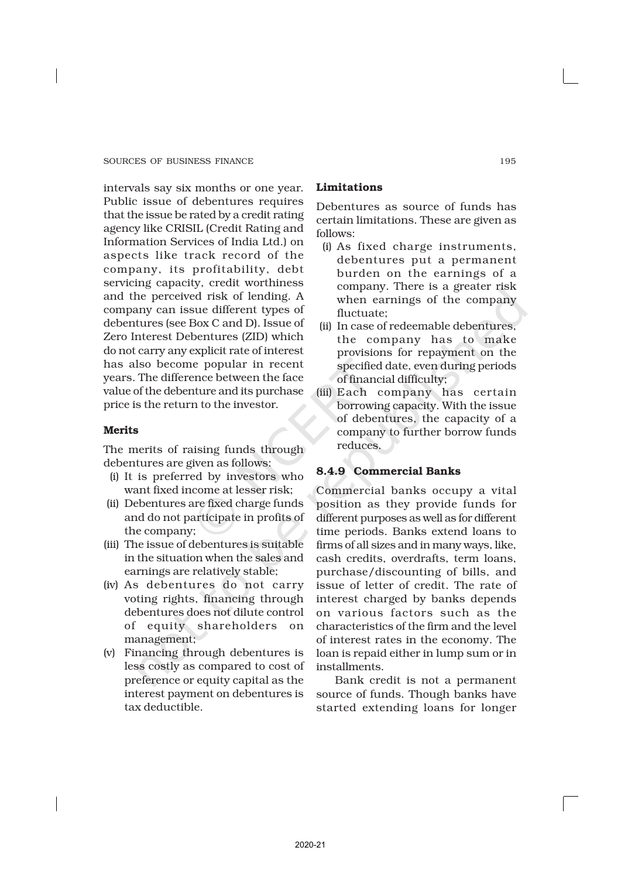intervals say six months or one year. Public issue of debentures requires that the issue be rated by a credit rating agency like CRISIL (Credit Rating and Information Services of India Ltd.) on aspects like track record of the company, its profitability, debt servicing capacity, credit worthiness and the perceived risk of lending. A company can issue different types of debentures (see Box C and D). Issue of Zero Interest Debentures (ZID) which do not carry any explicit rate of interest has also become popular in recent years. The difference between the face value of the debenture and its purchase price is the return to the investor.

**Merits**

The merits of raising funds through debentures are given as follows:

(i) It is preferred by investors who want fixed income at lesser risk;
(ii) Debentures are fixed charge funds and do not participate in profits of the company;
(iii) The issue of debentures is suitable in the situation when the sales and earnings are relatively stable;
(iv) As debentures do not carry voting rights, financing through debentures does not dilute control of equity shareholders on management;
(v) Financing through debentures is less costly as compared to cost of preference or equity capital as the interest payment on debentures is tax deductible.

**Limitations**

Debentures as source of funds has certain limitations. These are given as follows:

(i) As fixed charge instruments, debentures put a permanent burden on the earnings of a company. There is a greater risk when earnings of the company fluctuate;
(ii) In case of redeemable debentures, the company has to make provisions for repayment on the specified date, even during periods of financial difficulty;
(iii) Each company has certain borrowing capacity. With the issue of debentures, the capacity of a company to further borrow funds reduces.

### 8.4.9 Commercial Banks

Commercial banks occupy a vital position as they provide funds for different purposes as well as for different time periods. Banks extend loans to firms of all sizes and in many ways, like, cash credits, overdrafts, term loans, purchase/discounting of bills, and issue of letter of credit. The rate of interest charged by banks depends on various factors such as the characteristics of the firm and the level of interest rates in the economy. The loan is repaid either in lump sum or in installments.

Bank credit is not a permanent source of funds. Though banks have started extending loans for longer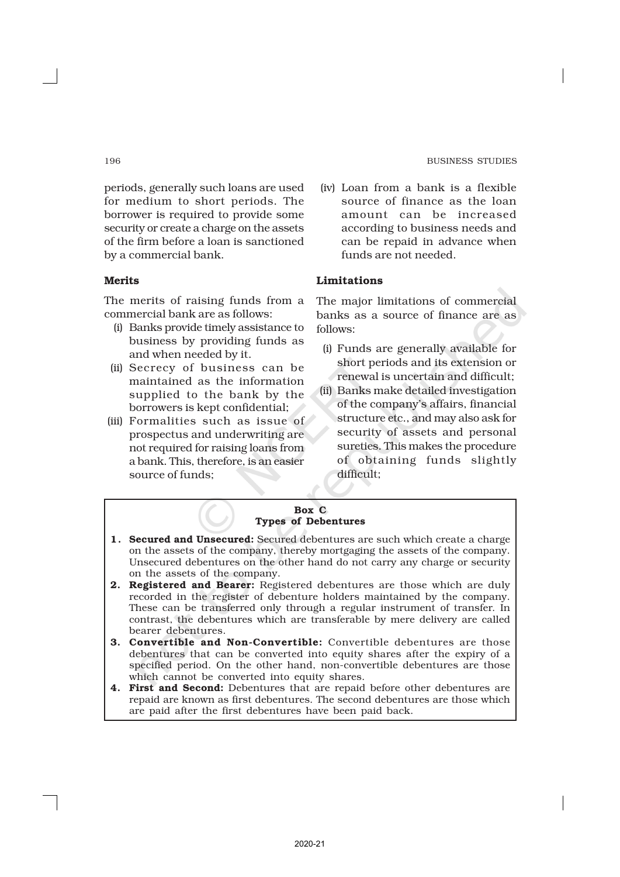periods, generally such loans are used for medium to short periods. The borrower is required to provide some security or create a charge on the assets of the firm before a loan is sanctioned by a commercial bank.

**Merits**

The merits of raising funds from a commercial bank are as follows:

(i) Banks provide timely assistance to business by providing funds as and when needed by it.

(ii) Secrecy of business can be maintained as the information supplied to the bank by the borrowers is kept confidential;

(iii) Formalities such as issue of prospectus and underwriting are not required for raising loans from a bank. This, therefore, is an easier source of funds;

(iv) Loan from a bank is a flexible source of finance as the loan amount can be increased according to business needs and can be repaid in advance when funds are not needed.

**Limitations**

The major limitations of commercial banks as a source of finance are as follows:

(i) Funds are generally available for short periods and its extension or renewal is uncertain and difficult;

(ii) Banks make detailed investigation of the company's affairs, financial structure etc., and may also ask for security of assets and personal sureties. This makes the procedure of obtaining funds slightly difficult;

**Box C**
**Types of Debentures**

1. **Secured and Unsecured:** Secured debentures are such which create a charge on the assets of the company, thereby mortgaging the assets of the company. Unsecured debentures on the other hand do not carry any charge or security on the assets of the company.
2. **Registered and Bearer:** Registered debentures are those which are duly recorded in the register of debenture holders maintained by the company. These can be transferred only through a regular instrument of transfer. In contrast, the debentures which are transferable by mere delivery are called bearer debentures.
3. **Convertible and Non-Convertible:** Convertible debentures are those debentures that can be converted into equity shares after the expiry of a specified period. On the other hand, non-convertible debentures are those which cannot be converted into equity shares.
4. **First and Second:** Debentures that are repaid before other debentures are repaid are known as first debentures. The second debentures are those which are paid after the first debentures have been paid back.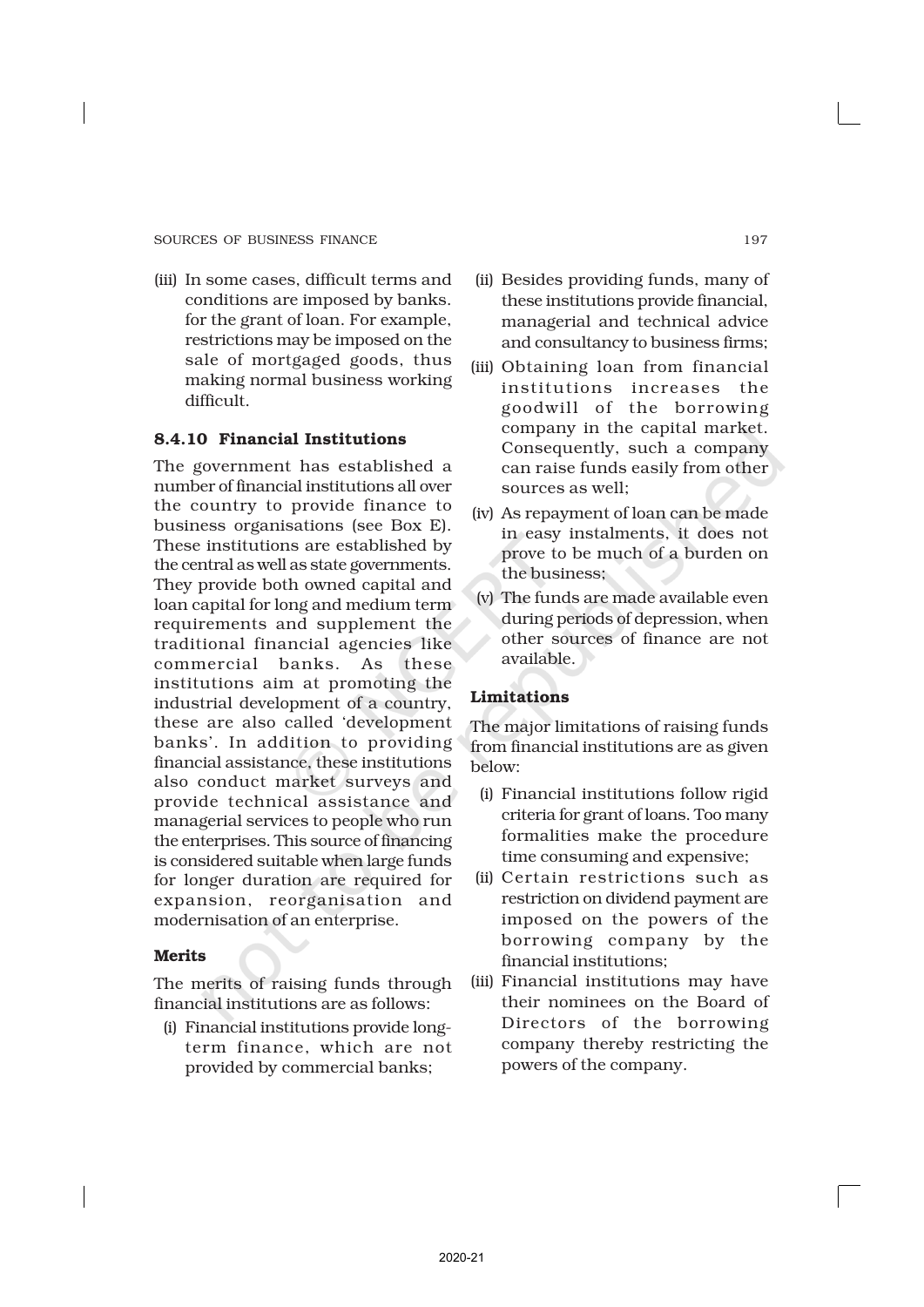(iii) In some cases, difficult terms and conditions are imposed by banks. for the grant of loan. For example, restrictions may be imposed on the sale of mortgaged goods, thus making normal business working difficult.

### 8.4.10 Financial Institutions

The government has established a number of financial institutions all over the country to provide finance to business organisations (see Box E). These institutions are established by the central as well as state governments. They provide both owned capital and loan capital for long and medium term requirements and supplement the traditional financial agencies like commercial banks. As these institutions aim at promoting the industrial development of a country, these are also called 'development banks'. In addition to providing financial assistance, these institutions also conduct market surveys and provide technical assistance and managerial services to people who run the enterprises. This source of financing is considered suitable when large funds for longer duration are required for expansion, reorganisation and modernisation of an enterprise.

#### Merits

The merits of raising funds through financial institutions are as follows:

(i) Financial institutions provide long-term finance, which are not provided by commercial banks;

(ii) Besides providing funds, many of these institutions provide financial, managerial and technical advice and consultancy to business firms;

(iii) Obtaining loan from financial institutions increases the goodwill of the borrowing company in the capital market. Consequently, such a company can raise funds easily from other sources as well;

(iv) As repayment of loan can be made in easy instalments, it does not prove to be much of a burden on the business;

(v) The funds are made available even during periods of depression, when other sources of finance are not available.

#### Limitations

The major limitations of raising funds from financial institutions are as given below:

(i) Financial institutions follow rigid criteria for grant of loans. Too many formalities make the procedure time consuming and expensive;

(ii) Certain restrictions such as restriction on dividend payment are imposed on the powers of the borrowing company by the financial institutions;

(iii) Financial institutions may have their nominees on the Board of Directors of the borrowing company thereby restricting the powers of the company.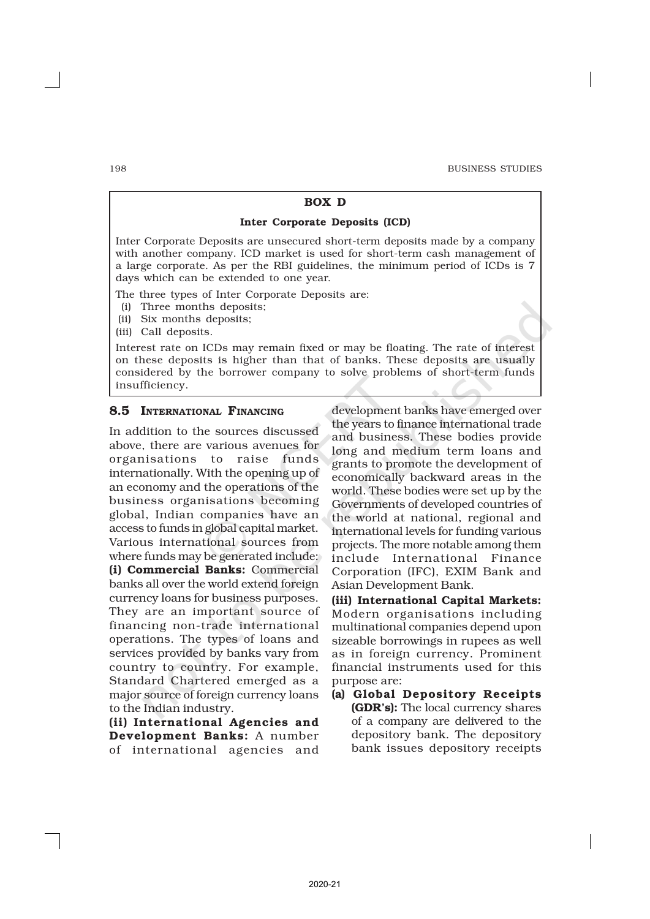**BOX D**

**Inter Corporate Deposits (ICD)**

Inter Corporate Deposits are unsecured short-term deposits made by a company with another company. ICD market is used for short-term cash management of a large corporate. As per the RBI guidelines, the minimum period of ICDs is 7 days which can be extended to one year.

The three types of Inter Corporate Deposits are:

(i) Three months deposits;
(ii) Six months deposits;
(iii) Call deposits.

Interest rate on ICDs may remain fixed or may be floating. The rate of interest on these deposits is higher than that of banks. These deposits are usually considered by the borrower company to solve problems of short-term funds insufficiency.

## 8.5 International Financing

In addition to the sources discussed above, there are various avenues for organisations to raise funds internationally. With the opening up of an economy and the operations of the business organisations becoming global, Indian companies have an access to funds in global capital market. Various international sources from where funds may be generated include:

**(i) Commercial Banks:** Commercial banks all over the world extend foreign currency loans for business purposes. They are an important source of financing non-trade international operations. The types of loans and services provided by banks vary from country to country. For example, Standard Chartered emerged as a major source of foreign currency loans to the Indian industry.

**(ii) International Agencies and Development Banks:** A number of international agencies and development banks have emerged over the years to finance international trade and business. These bodies provide long and medium term loans and grants to promote the development of economically backward areas in the world. These bodies were set up by the Governments of developed countries of the world at national, regional and international levels for funding various projects. The more notable among them include International Finance Corporation (IFC), EXIM Bank and Asian Development Bank.

**(iii) International Capital Markets:** Modern organisations including multinational companies depend upon sizeable borrowings in rupees as well as in foreign currency. Prominent financial instruments used for this purpose are:

**(a) Global Depository Receipts (GDR's):** The local currency shares of a company are delivered to the depository bank. The depository bank issues depository receipts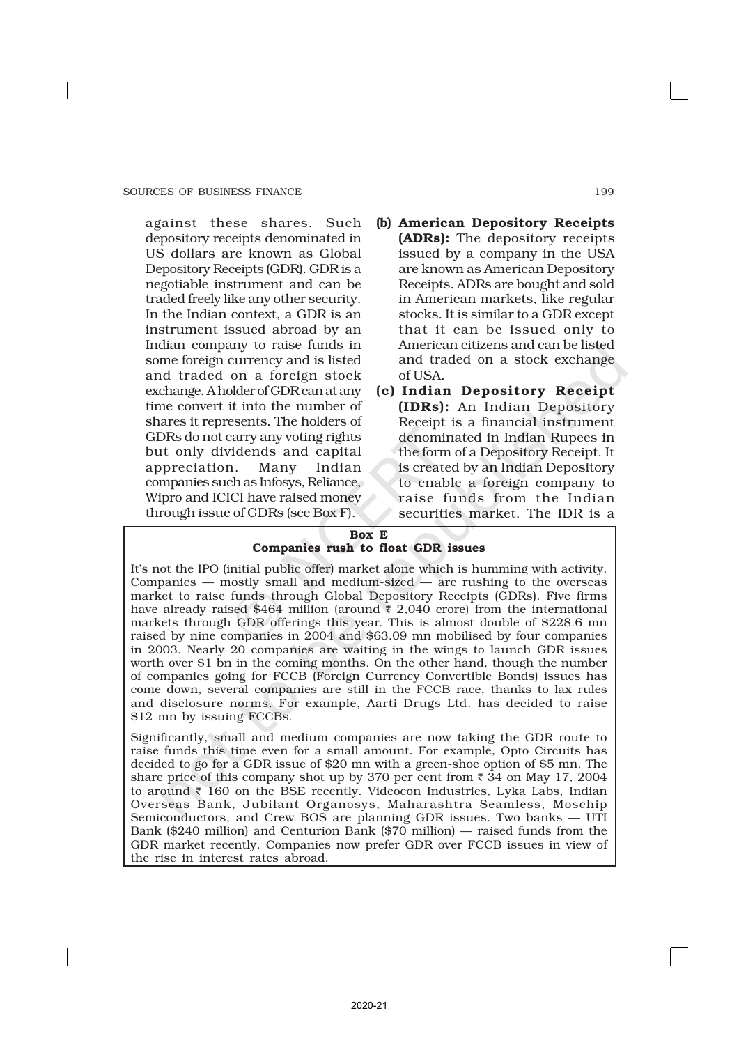against these shares. Such depository receipts denominated in US dollars are known as Global Depository Receipts (GDR). GDR is a negotiable instrument and can be traded freely like any other security. In the Indian context, a GDR is an instrument issued abroad by an Indian company to raise funds in some foreign currency and is listed and traded on a foreign stock exchange. A holder of GDR can at any time convert it into the number of shares it represents. The holders of GDRs do not carry any voting rights but only dividends and capital appreciation. Many Indian companies such as Infosys, Reliance, Wipro and ICICI have raised money through issue of GDRs (see Box F).

**(b) American Depository Receipts (ADRs):** The depository receipts issued by a company in the USA are known as American Depository Receipts. ADRs are bought and sold in American markets, like regular stocks. It is similar to a GDR except that it can be issued only to American citizens and can be listed and traded on a stock exchange of USA.

**(c) Indian Depository Receipt (IDRs):** An Indian Depository Receipt is a financial instrument denominated in Indian Rupees in the form of a Depository Receipt. It is created by an Indian Depository to enable a foreign company to raise funds from the Indian securities market. The IDR is a

**Box E**
**Companies rush to float GDR issues**

It's not the IPO (initial public offer) market alone which is humming with activity. Companies — mostly small and medium-sized — are rushing to the overseas market to raise funds through Global Depository Receipts (GDRs). Five firms have already raised $464 million (around ₹ 2,040 crore) from the international markets through GDR offerings this year. This is almost double of $228.6 mn raised by nine companies in 2004 and $63.09 mn mobilised by four companies in 2003. Nearly 20 companies are waiting in the wings to launch GDR issues worth over $1 bn in the coming months. On the other hand, though the number of companies going for FCCB (Foreign Currency Convertible Bonds) issues has come down, several companies are still in the FCCB race, thanks to lax rules and disclosure norms. For example, Aarti Drugs Ltd. has decided to raise $12 mn by issuing FCCBs.

Significantly, small and medium companies are now taking the GDR route to raise funds this time even for a small amount. For example, Opto Circuits has decided to go for a GDR issue of $20 mn with a green-shoe option of $5 mn. The share price of this company shot up by 370 per cent from ₹ 34 on May 17, 2004 to around ₹ 160 on the BSE recently. Videocon Industries, Lyka Labs, Indian Overseas Bank, Jubilant Organosys, Maharashtra Seamless, Moschip Semiconductors, and Crew BOS are planning GDR issues. Two banks — UTI Bank ($240 million) and Centurion Bank ($70 million) — raised funds from the GDR market recently. Companies now prefer GDR over FCCB issues in view of the rise in interest rates abroad.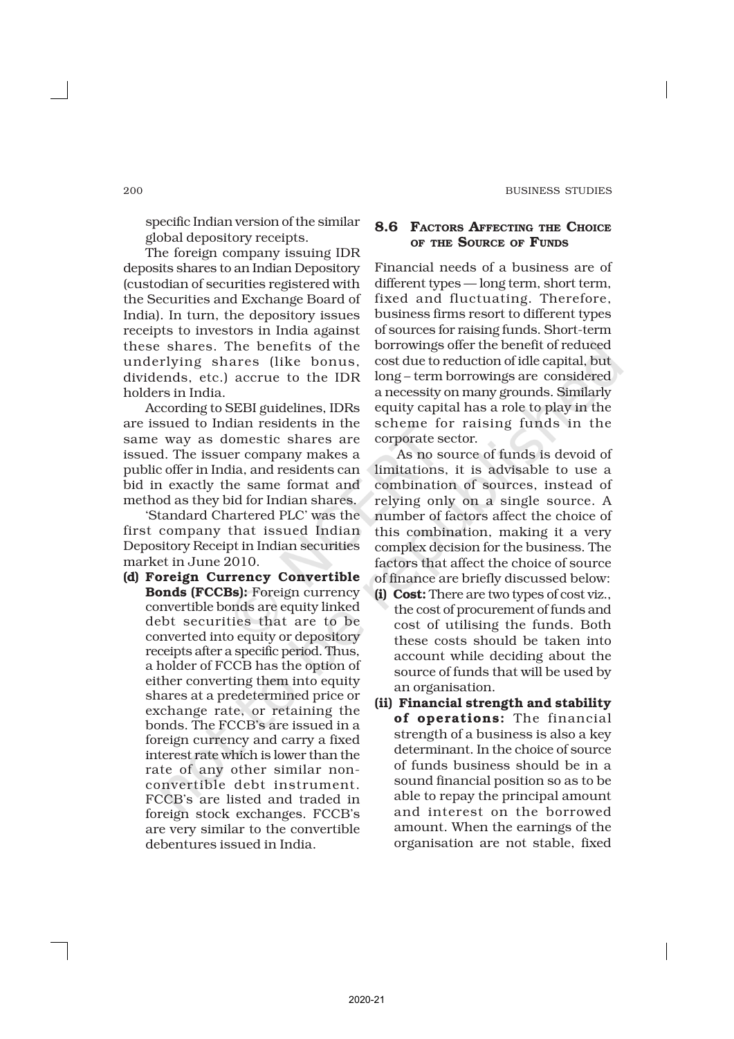specific Indian version of the similar global depository receipts.

The foreign company issuing IDR deposits shares to an Indian Depository (custodian of securities registered with the Securities and Exchange Board of India). In turn, the depository issues receipts to investors in India against these shares. The benefits of the underlying shares (like bonus, dividends, etc.) accrue to the IDR holders in India.

According to SEBI guidelines, IDRs are issued to Indian residents in the same way as domestic shares are issued. The issuer company makes a public offer in India, and residents can bid in exactly the same format and method as they bid for Indian shares.

'Standard Chartered PLC' was the first company that issued Indian Depository Receipt in Indian securities market in June 2010.

**(d) Foreign Currency Convertible Bonds (FCCBs):** Foreign currency convertible bonds are equity linked debt securities that are to be converted into equity or depository receipts after a specific period. Thus, a holder of FCCB has the option of either converting them into equity shares at a predetermined price or exchange rate, or retaining the bonds. The FCCB's are issued in a foreign currency and carry a fixed interest rate which is lower than the rate of any other similar non-convertible debt instrument. FCCB's are listed and traded in foreign stock exchanges. FCCB's are very similar to the convertible debentures issued in India.

## 8.6 Factors Affecting the Choice of the Source of Funds

Financial needs of a business are of different types — long term, short term, fixed and fluctuating. Therefore, business firms resort to different types of sources for raising funds. Short-term borrowings offer the benefit of reduced cost due to reduction of idle capital, but long – term borrowings are considered a necessity on many grounds. Similarly equity capital has a role to play in the scheme for raising funds in the corporate sector.

As no source of funds is devoid of limitations, it is advisable to use a combination of sources, instead of relying only on a single source. A number of factors affect the choice of this combination, making it a very complex decision for the business. The factors that affect the choice of source of finance are briefly discussed below:

**(i) Cost:** There are two types of cost viz., the cost of procurement of funds and cost of utilising the funds. Both these costs should be taken into account while deciding about the source of funds that will be used by an organisation.

**(ii) Financial strength and stability of operations:** The financial strength of a business is also a key determinant. In the choice of source of funds business should be in a sound financial position so as to be able to repay the principal amount and interest on the borrowed amount. When the earnings of the organisation are not stable, fixed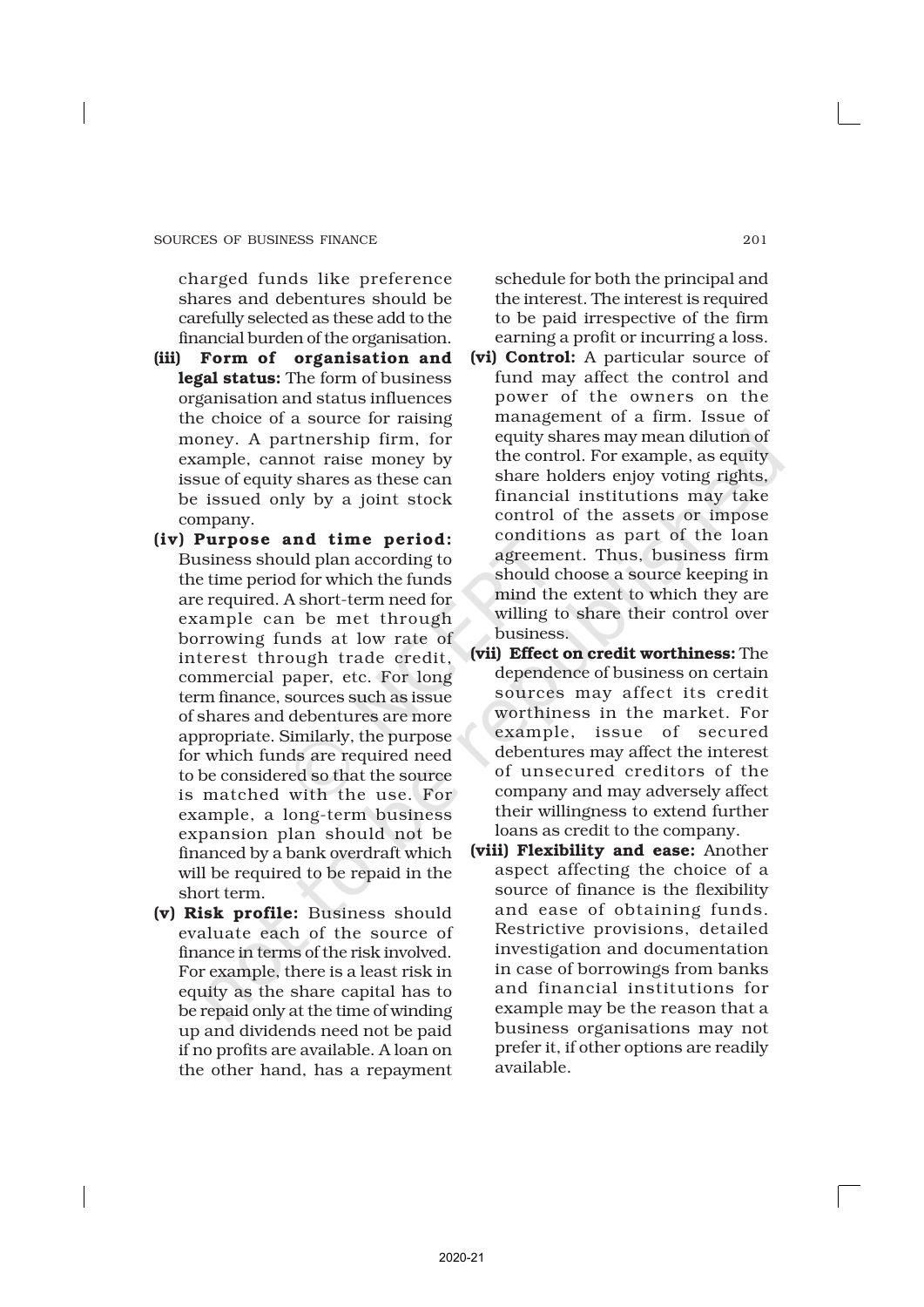charged funds like preference shares and debentures should be carefully selected as these add to the financial burden of the organisation.

**(iii) Form of organisation and legal status:** The form of business organisation and status influences the choice of a source for raising money. A partnership firm, for example, cannot raise money by issue of equity shares as these can be issued only by a joint stock company.

**(iv) Purpose and time period:** Business should plan according to the time period for which the funds are required. A short-term need for example can be met through borrowing funds at low rate of interest through trade credit, commercial paper, etc. For long term finance, sources such as issue of shares and debentures are more appropriate. Similarly, the purpose for which funds are required need to be considered so that the source is matched with the use. For example, a long-term business expansion plan should not be financed by a bank overdraft which will be required to be repaid in the short term.

**(v) Risk profile:** Business should evaluate each of the source of finance in terms of the risk involved. For example, there is a least risk in equity as the share capital has to be repaid only at the time of winding up and dividends need not be paid if no profits are available. A loan on the other hand, has a repayment schedule for both the principal and the interest. The interest is required to be paid irrespective of the firm earning a profit or incurring a loss.

**(vi) Control:** A particular source of fund may affect the control and power of the owners on the management of a firm. Issue of equity shares may mean dilution of the control. For example, as equity share holders enjoy voting rights, financial institutions may take control of the assets or impose conditions as part of the loan agreement. Thus, business firm should choose a source keeping in mind the extent to which they are willing to share their control over business.

**(vii) Effect on credit worthiness:** The dependence of business on certain sources may affect its credit worthiness in the market. For example, issue of secured debentures may affect the interest of unsecured creditors of the company and may adversely affect their willingness to extend further loans as credit to the company.

**(viii) Flexibility and ease:** Another aspect affecting the choice of a source of finance is the flexibility and ease of obtaining funds. Restrictive provisions, detailed investigation and documentation in case of borrowings from banks and financial institutions for example may be the reason that a business organisations may not prefer it, if other options are readily available.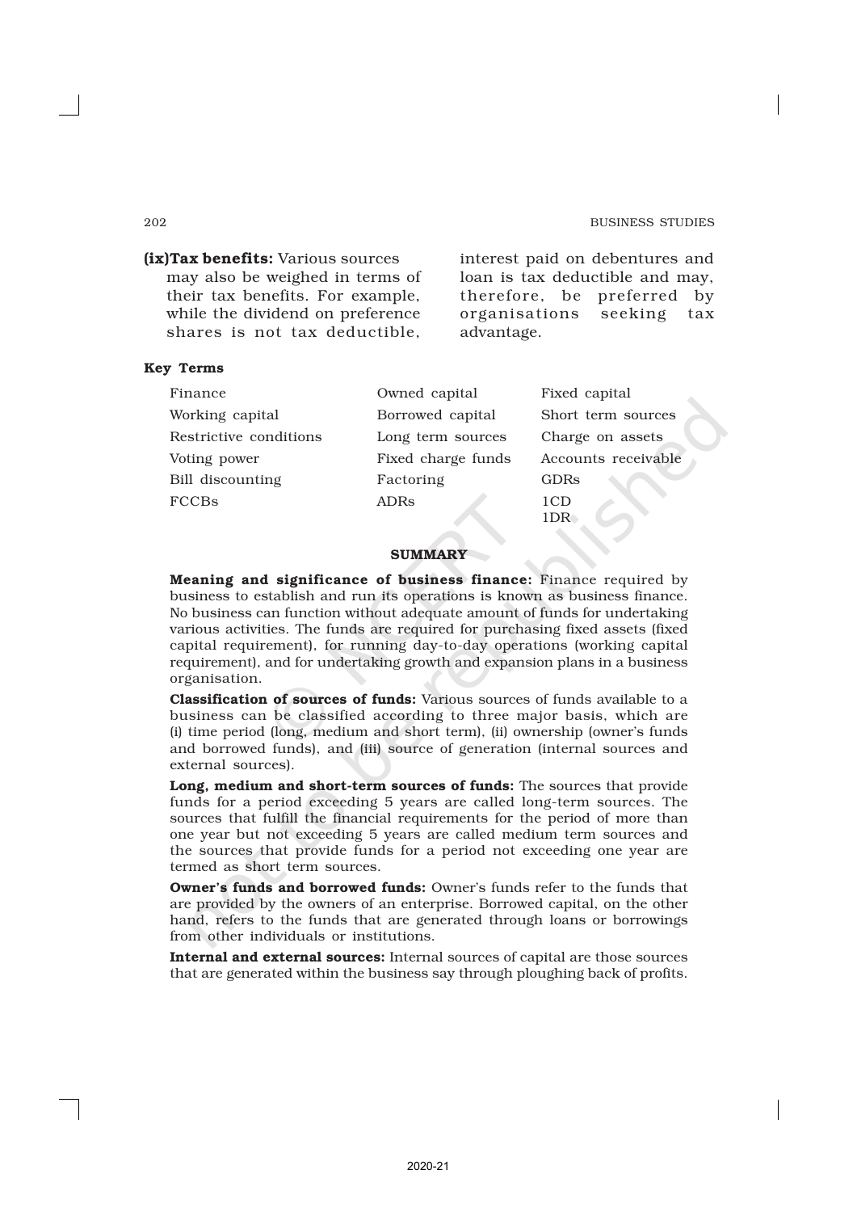**(ix) Tax benefits:** Various sources may also be weighed in terms of their tax benefits. For example, while the dividend on preference shares is not tax deductible, interest paid on debentures and loan is tax deductible and may, therefore, be preferred by organisations seeking tax advantage.

**Key Terms**

| | | |
|---|---|---|
| Finance | Owned capital | Fixed capital |
| Working capital | Borrowed capital | Short term sources |
| Restrictive conditions | Long term sources | Charge on assets |
| Voting power | Fixed charge funds | Accounts receivable |
| Bill discounting | Factoring | GDRs |
| FCCBs | ADRs | 1CD |
| | | 1DR |

**SUMMARY**

**Meaning and significance of business finance:** Finance required by business to establish and run its operations is known as business finance. No business can function without adequate amount of funds for undertaking various activities. The funds are required for purchasing fixed assets (fixed capital requirement), for running day-to-day operations (working capital requirement), and for undertaking growth and expansion plans in a business organisation.

**Classification of sources of funds:** Various sources of funds available to a business can be classified according to three major basis, which are (i) time period (long, medium and short term), (ii) ownership (owner's funds and borrowed funds), and (iii) source of generation (internal sources and external sources).

**Long, medium and short-term sources of funds:** The sources that provide funds for a period exceeding 5 years are called long-term sources. The sources that fulfill the financial requirements for the period of more than one year but not exceeding 5 years are called medium term sources and the sources that provide funds for a period not exceeding one year are termed as short term sources.

**Owner's funds and borrowed funds:** Owner's funds refer to the funds that are provided by the owners of an enterprise. Borrowed capital, on the other hand, refers to the funds that are generated through loans or borrowings from other individuals or institutions.

**Internal and external sources:** Internal sources of capital are those sources that are generated within the business say through ploughing back of profits.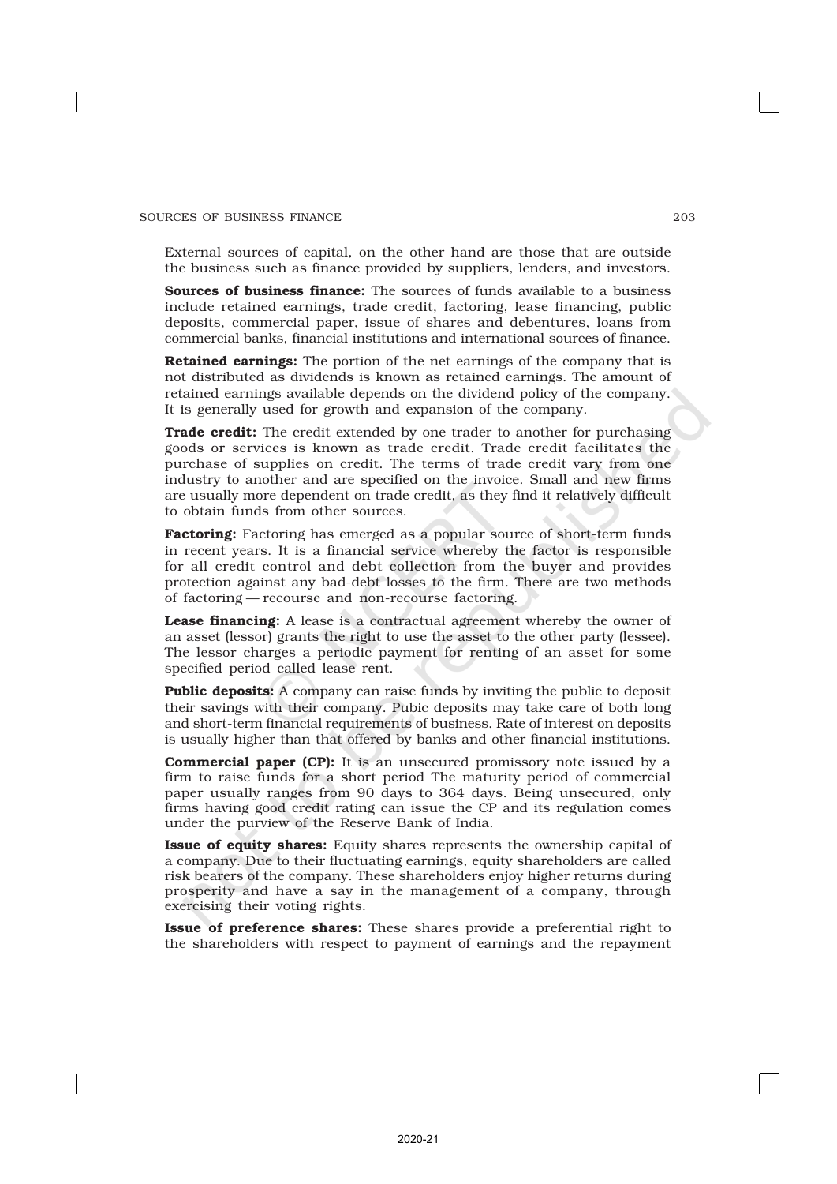External sources of capital, on the other hand are those that are outside the business such as finance provided by suppliers, lenders, and investors.

**Sources of business finance:** The sources of funds available to a business include retained earnings, trade credit, factoring, lease financing, public deposits, commercial paper, issue of shares and debentures, loans from commercial banks, financial institutions and international sources of finance.

**Retained earnings:** The portion of the net earnings of the company that is not distributed as dividends is known as retained earnings. The amount of retained earnings available depends on the dividend policy of the company. It is generally used for growth and expansion of the company.

**Trade credit:** The credit extended by one trader to another for purchasing goods or services is known as trade credit. Trade credit facilitates the purchase of supplies on credit. The terms of trade credit vary from one industry to another and are specified on the invoice. Small and new firms are usually more dependent on trade credit, as they find it relatively difficult to obtain funds from other sources.

**Factoring:** Factoring has emerged as a popular source of short-term funds in recent years. It is a financial service whereby the factor is responsible for all credit control and debt collection from the buyer and provides protection against any bad-debt losses to the firm. There are two methods of factoring — recourse and non-recourse factoring.

**Lease financing:** A lease is a contractual agreement whereby the owner of an asset (lessor) grants the right to use the asset to the other party (lessee). The lessor charges a periodic payment for renting of an asset for some specified period called lease rent.

**Public deposits:** A company can raise funds by inviting the public to deposit their savings with their company. Pubic deposits may take care of both long and short-term financial requirements of business. Rate of interest on deposits is usually higher than that offered by banks and other financial institutions.

**Commercial paper (CP):** It is an unsecured promissory note issued by a firm to raise funds for a short period The maturity period of commercial paper usually ranges from 90 days to 364 days. Being unsecured, only firms having good credit rating can issue the CP and its regulation comes under the purview of the Reserve Bank of India.

**Issue of equity shares:** Equity shares represents the ownership capital of a company. Due to their fluctuating earnings, equity shareholders are called risk bearers of the company. These shareholders enjoy higher returns during prosperity and have a say in the management of a company, through exercising their voting rights.

**Issue of preference shares:** These shares provide a preferential right to the shareholders with respect to payment of earnings and the repayment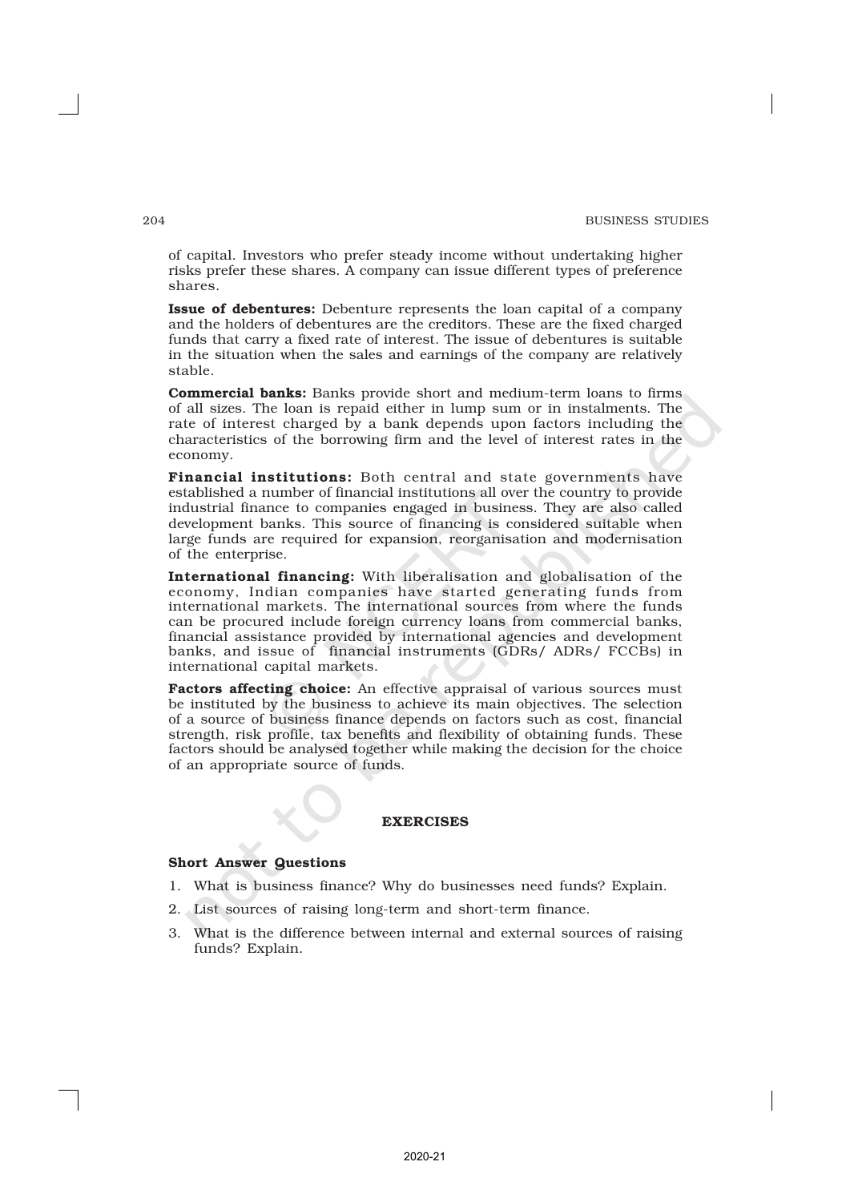of capital. Investors who prefer steady income without undertaking higher risks prefer these shares. A company can issue different types of preference shares.

**Issue of debentures:** Debenture represents the loan capital of a company and the holders of debentures are the creditors. These are the fixed charged funds that carry a fixed rate of interest. The issue of debentures is suitable in the situation when the sales and earnings of the company are relatively stable.

**Commercial banks:** Banks provide short and medium-term loans to firms of all sizes. The loan is repaid either in lump sum or in instalments. The rate of interest charged by a bank depends upon factors including the characteristics of the borrowing firm and the level of interest rates in the economy.

**Financial institutions:** Both central and state governments have established a number of financial institutions all over the country to provide industrial finance to companies engaged in business. They are also called development banks. This source of financing is considered suitable when large funds are required for expansion, reorganisation and modernisation of the enterprise.

**International financing:** With liberalisation and globalisation of the economy, Indian companies have started generating funds from international markets. The international sources from where the funds can be procured include foreign currency loans from commercial banks, financial assistance provided by international agencies and development banks, and issue of financial instruments (GDRs/ ADRs/ FCCBs) in international capital markets.

**Factors affecting choice:** An effective appraisal of various sources must be instituted by the business to achieve its main objectives. The selection of a source of business finance depends on factors such as cost, financial strength, risk profile, tax benefits and flexibility of obtaining funds. These factors should be analysed together while making the decision for the choice of an appropriate source of funds.

## EXERCISES

### Short Answer Questions

1. What is business finance? Why do businesses need funds? Explain.
2. List sources of raising long-term and short-term finance.
3. What is the difference between internal and external sources of raising funds? Explain.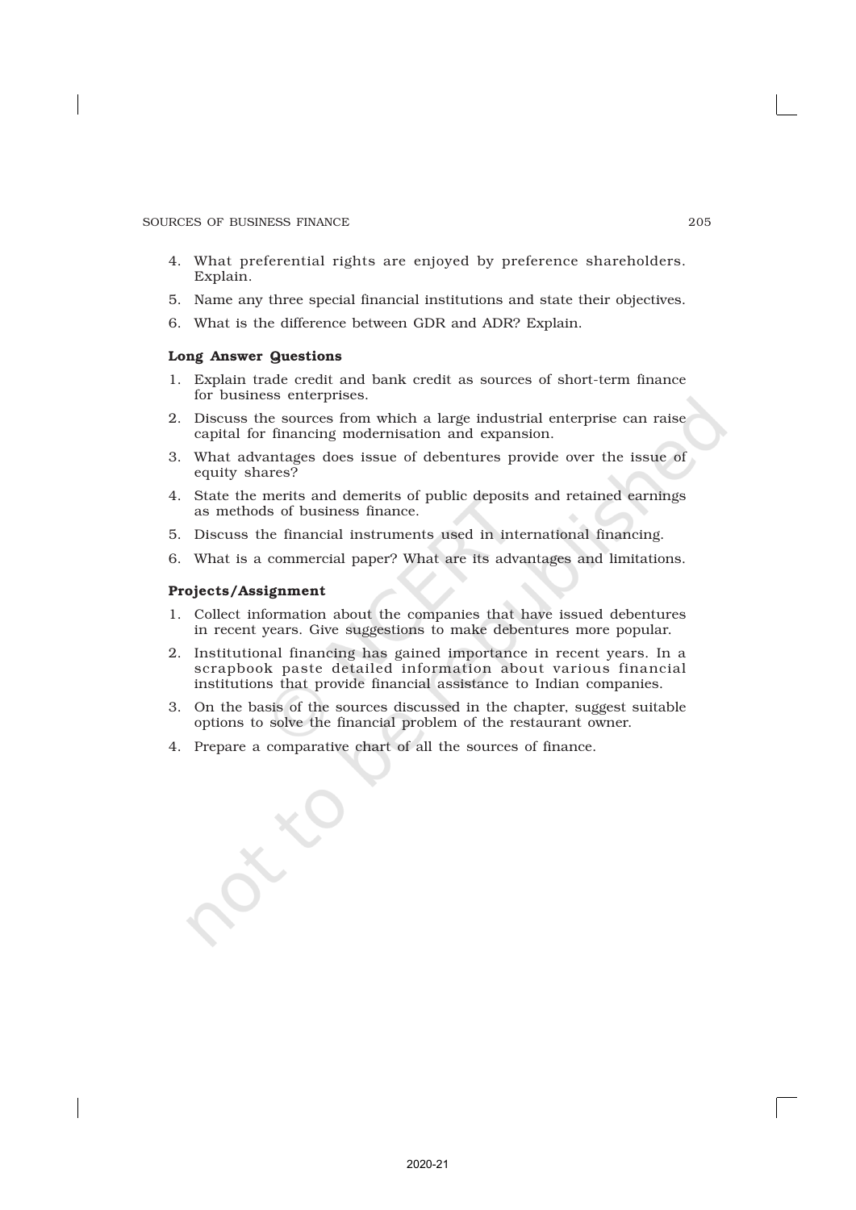4. What preferential rights are enjoyed by preference shareholders. Explain.
5. Name any three special financial institutions and state their objectives.
6. What is the difference between GDR and ADR? Explain.

**Long Answer Questions**

1. Explain trade credit and bank credit as sources of short-term finance for business enterprises.
2. Discuss the sources from which a large industrial enterprise can raise capital for financing modernisation and expansion.
3. What advantages does issue of debentures provide over the issue of equity shares?
4. State the merits and demerits of public deposits and retained earnings as methods of business finance.
5. Discuss the financial instruments used in international financing.
6. What is a commercial paper? What are its advantages and limitations.

**Projects/Assignment**

1. Collect information about the companies that have issued debentures in recent years. Give suggestions to make debentures more popular.
2. Institutional financing has gained importance in recent years. In a scrapbook paste detailed information about various financial institutions that provide financial assistance to Indian companies.
3. On the basis of the sources discussed in the chapter, suggest suitable options to solve the financial problem of the restaurant owner.
4. Prepare a comparative chart of all the sources of finance.